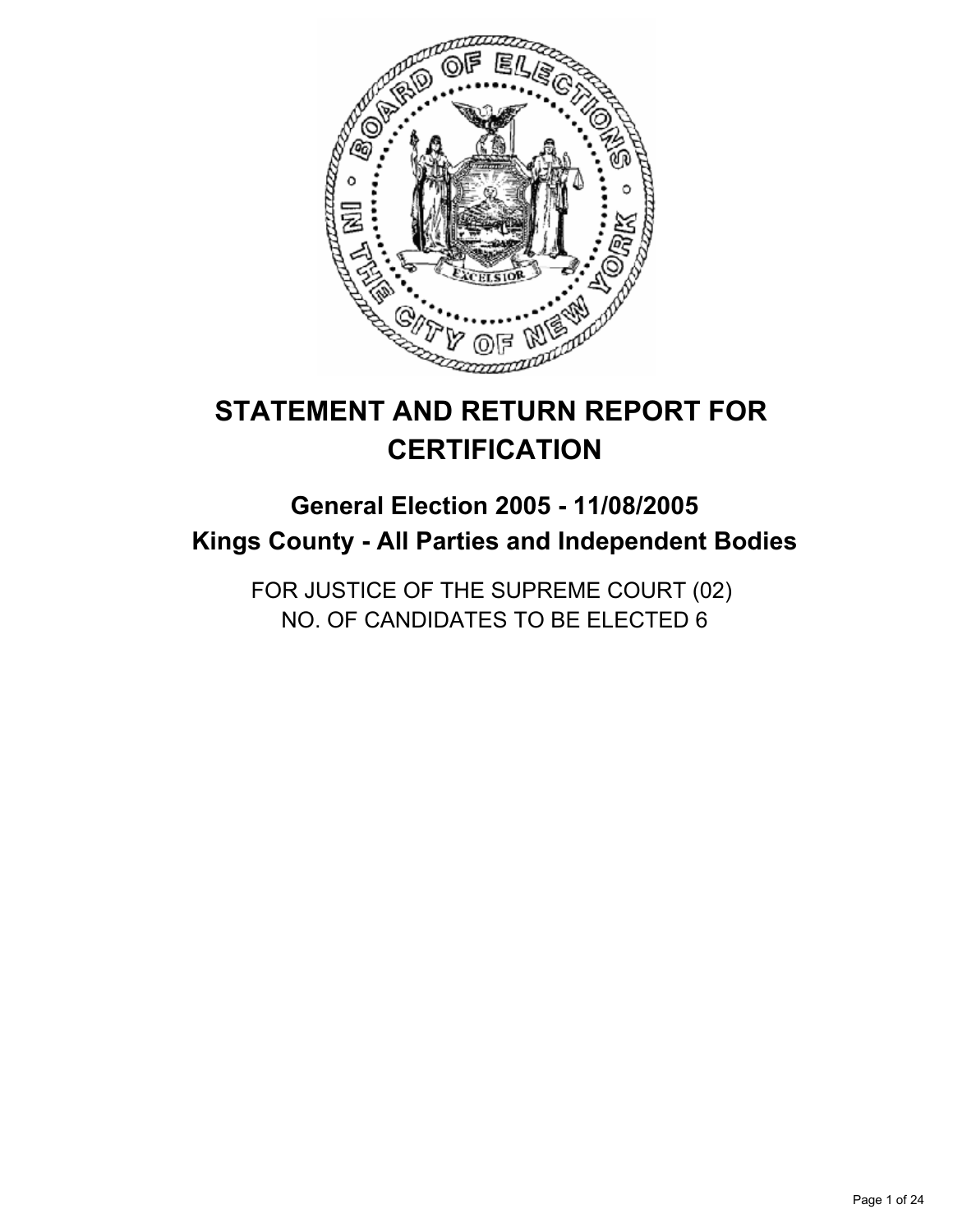# STATEMENT AND RETURN REPORT FOR CERTIFICATION

## General Election 2005 - 11/08/2005
## Kings County - All Parties and Independent Bodies

FOR JUSTICE OF THE SUPREME COURT (02)
NO. OF CANDIDATES TO BE ELECTED 6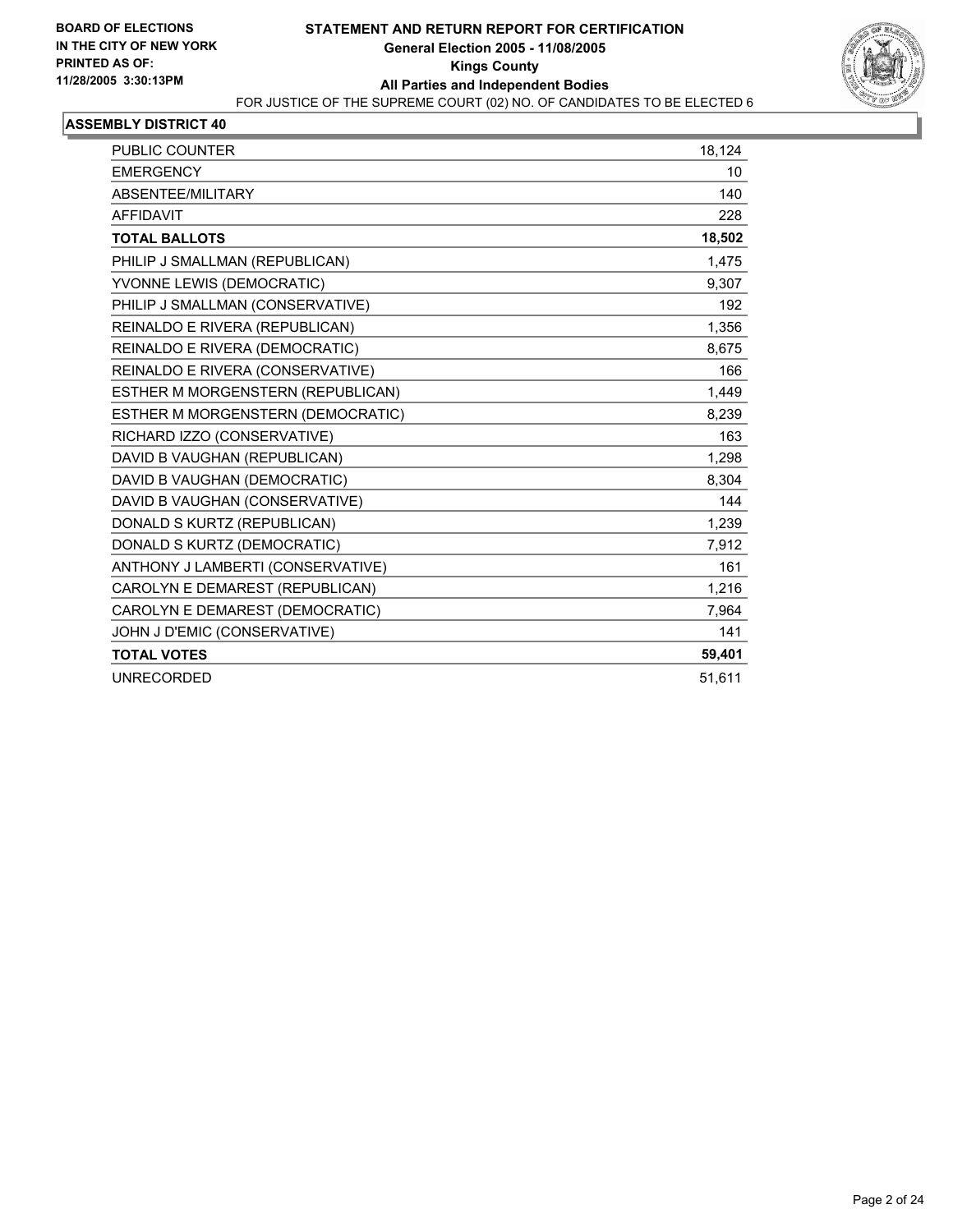**BOARD OF ELECTIONS IN THE CITY OF NEW YORK PRINTED AS OF: 11/28/2005 3:30:13PM**

# STATEMENT AND RETURN REPORT FOR CERTIFICATION

## General Election 2005 - 11/08/2005

## Kings County

## All Parties and Independent Bodies

FOR JUSTICE OF THE SUPREME COURT (02) NO. OF CANDIDATES TO BE ELECTED 6

### ASSEMBLY DISTRICT 40

| | |
|---|---|
| PUBLIC COUNTER | 18,124 |
| EMERGENCY | 10 |
| ABSENTEE/MILITARY | 140 |
| AFFIDAVIT | 228 |
| **TOTAL BALLOTS** | **18,502** |
| PHILIP J SMALLMAN (REPUBLICAN) | 1,475 |
| YVONNE LEWIS (DEMOCRATIC) | 9,307 |
| PHILIP J SMALLMAN (CONSERVATIVE) | 192 |
| REINALDO E RIVERA (REPUBLICAN) | 1,356 |
| REINALDO E RIVERA (DEMOCRATIC) | 8,675 |
| REINALDO E RIVERA (CONSERVATIVE) | 166 |
| ESTHER M MORGENSTERN (REPUBLICAN) | 1,449 |
| ESTHER M MORGENSTERN (DEMOCRATIC) | 8,239 |
| RICHARD IZZO (CONSERVATIVE) | 163 |
| DAVID B VAUGHAN (REPUBLICAN) | 1,298 |
| DAVID B VAUGHAN (DEMOCRATIC) | 8,304 |
| DAVID B VAUGHAN (CONSERVATIVE) | 144 |
| DONALD S KURTZ (REPUBLICAN) | 1,239 |
| DONALD S KURTZ (DEMOCRATIC) | 7,912 |
| ANTHONY J LAMBERTI (CONSERVATIVE) | 161 |
| CAROLYN E DEMAREST (REPUBLICAN) | 1,216 |
| CAROLYN E DEMAREST (DEMOCRATIC) | 7,964 |
| JOHN J D'EMIC (CONSERVATIVE) | 141 |
| **TOTAL VOTES** | **59,401** |
| UNRECORDED | 51,611 |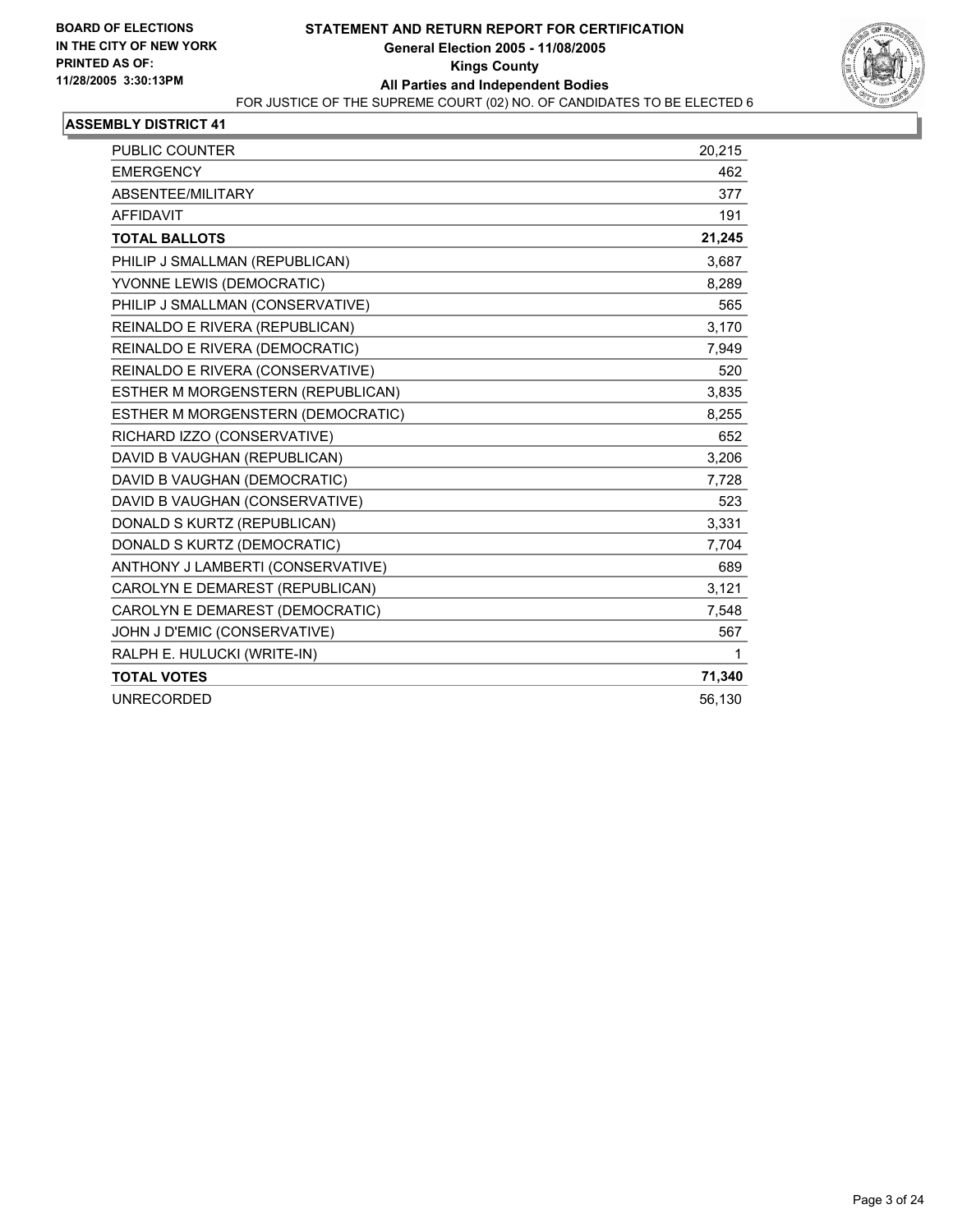**BOARD OF ELECTIONS IN THE CITY OF NEW YORK**
**PRINTED AS OF: 11/28/2005 3:30:13PM**

# STATEMENT AND RETURN REPORT FOR CERTIFICATION
## General Election 2005 - 11/08/2005
## Kings County
## All Parties and Independent Bodies

FOR JUSTICE OF THE SUPREME COURT (02) NO. OF CANDIDATES TO BE ELECTED 6

### ASSEMBLY DISTRICT 41

| | |
|---|---|
| PUBLIC COUNTER | 20,215 |
| EMERGENCY | 462 |
| ABSENTEE/MILITARY | 377 |
| AFFIDAVIT | 191 |
| **TOTAL BALLOTS** | **21,245** |
| PHILIP J SMALLMAN (REPUBLICAN) | 3,687 |
| YVONNE LEWIS (DEMOCRATIC) | 8,289 |
| PHILIP J SMALLMAN (CONSERVATIVE) | 565 |
| REINALDO E RIVERA (REPUBLICAN) | 3,170 |
| REINALDO E RIVERA (DEMOCRATIC) | 7,949 |
| REINALDO E RIVERA (CONSERVATIVE) | 520 |
| ESTHER M MORGENSTERN (REPUBLICAN) | 3,835 |
| ESTHER M MORGENSTERN (DEMOCRATIC) | 8,255 |
| RICHARD IZZO (CONSERVATIVE) | 652 |
| DAVID B VAUGHAN (REPUBLICAN) | 3,206 |
| DAVID B VAUGHAN (DEMOCRATIC) | 7,728 |
| DAVID B VAUGHAN (CONSERVATIVE) | 523 |
| DONALD S KURTZ (REPUBLICAN) | 3,331 |
| DONALD S KURTZ (DEMOCRATIC) | 7,704 |
| ANTHONY J LAMBERTI (CONSERVATIVE) | 689 |
| CAROLYN E DEMAREST (REPUBLICAN) | 3,121 |
| CAROLYN E DEMAREST (DEMOCRATIC) | 7,548 |
| JOHN J D'EMIC (CONSERVATIVE) | 567 |
| RALPH E. HULUCKI (WRITE-IN) | 1 |
| **TOTAL VOTES** | **71,340** |
| UNRECORDED | 56,130 |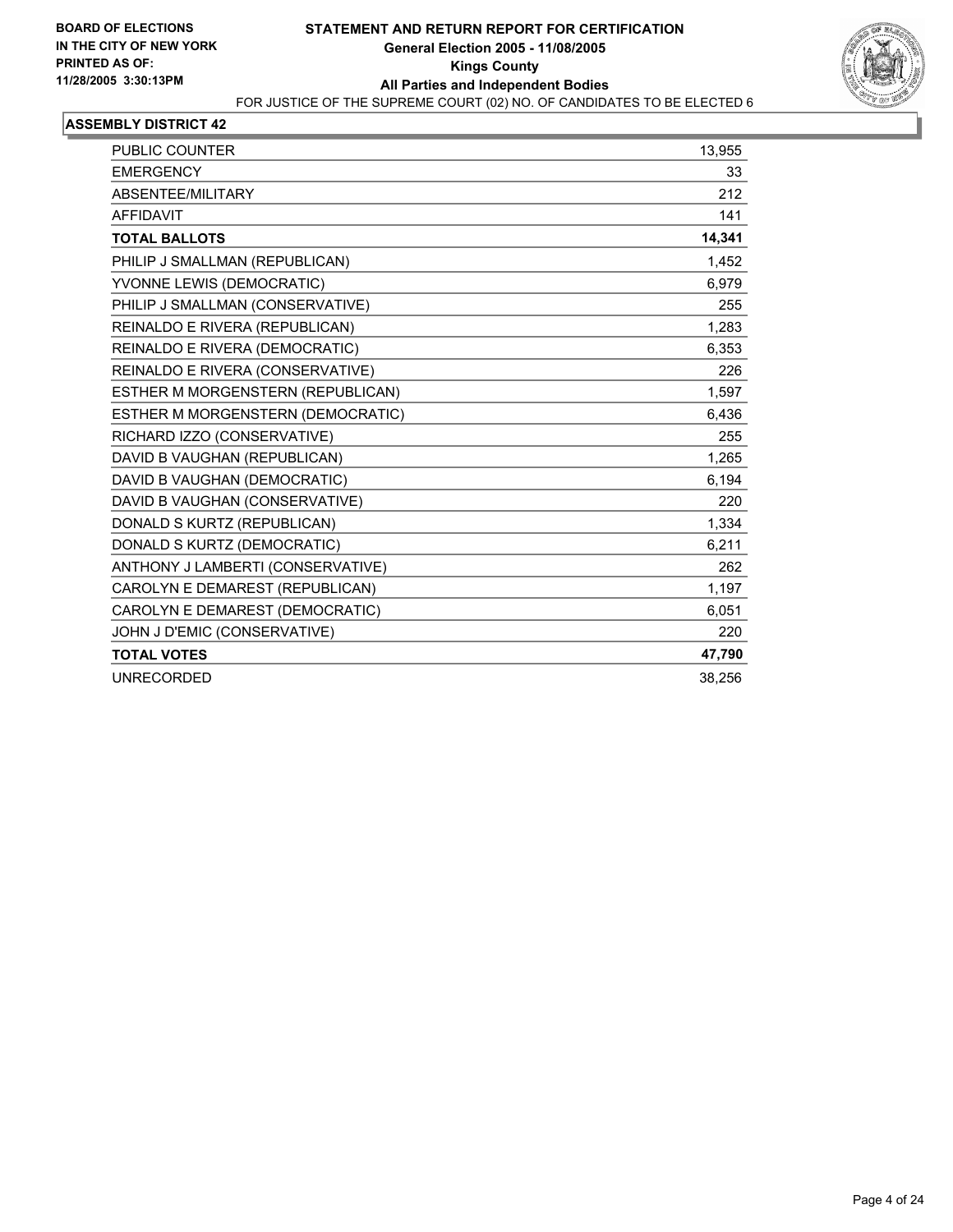**BOARD OF ELECTIONS IN THE CITY OF NEW YORK**
**PRINTED AS OF: 11/28/2005 3:30:13PM**

# STATEMENT AND RETURN REPORT FOR CERTIFICATION

**General Election 2005 - 11/08/2005**
**Kings County**
**All Parties and Independent Bodies**

FOR JUSTICE OF THE SUPREME COURT (02) NO. OF CANDIDATES TO BE ELECTED 6

## ASSEMBLY DISTRICT 42

| | |
|---|---:|
| PUBLIC COUNTER | 13,955 |
| EMERGENCY | 33 |
| ABSENTEE/MILITARY | 212 |
| AFFIDAVIT | 141 |
| **TOTAL BALLOTS** | **14,341** |
| PHILIP J SMALLMAN (REPUBLICAN) | 1,452 |
| YVONNE LEWIS (DEMOCRATIC) | 6,979 |
| PHILIP J SMALLMAN (CONSERVATIVE) | 255 |
| REINALDO E RIVERA (REPUBLICAN) | 1,283 |
| REINALDO E RIVERA (DEMOCRATIC) | 6,353 |
| REINALDO E RIVERA (CONSERVATIVE) | 226 |
| ESTHER M MORGENSTERN (REPUBLICAN) | 1,597 |
| ESTHER M MORGENSTERN (DEMOCRATIC) | 6,436 |
| RICHARD IZZO (CONSERVATIVE) | 255 |
| DAVID B VAUGHAN (REPUBLICAN) | 1,265 |
| DAVID B VAUGHAN (DEMOCRATIC) | 6,194 |
| DAVID B VAUGHAN (CONSERVATIVE) | 220 |
| DONALD S KURTZ (REPUBLICAN) | 1,334 |
| DONALD S KURTZ (DEMOCRATIC) | 6,211 |
| ANTHONY J LAMBERTI (CONSERVATIVE) | 262 |
| CAROLYN E DEMAREST (REPUBLICAN) | 1,197 |
| CAROLYN E DEMAREST (DEMOCRATIC) | 6,051 |
| JOHN J D'EMIC (CONSERVATIVE) | 220 |
| **TOTAL VOTES** | **47,790** |
| UNRECORDED | 38,256 |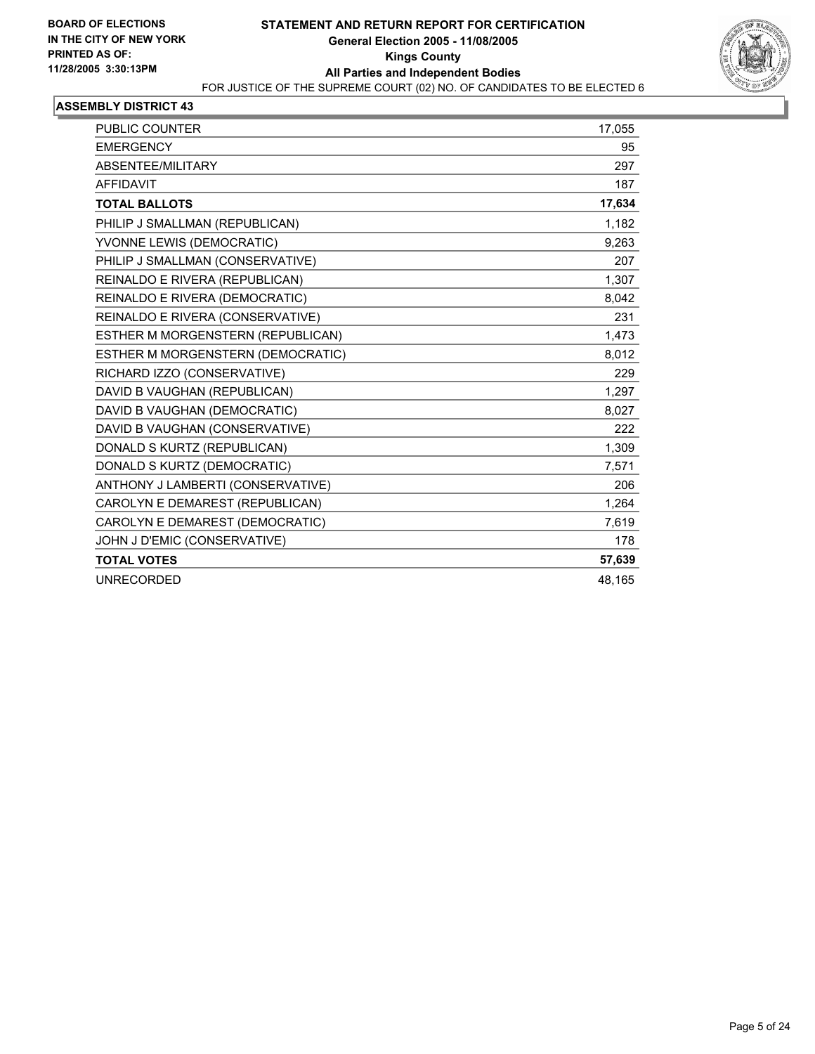**BOARD OF ELECTIONS IN THE CITY OF NEW YORK**
**PRINTED AS OF: 11/28/2005 3:30:13PM**

# STATEMENT AND RETURN REPORT FOR CERTIFICATION

**General Election 2005 - 11/08/2005**
**Kings County**
**All Parties and Independent Bodies**

FOR JUSTICE OF THE SUPREME COURT (02) NO. OF CANDIDATES TO BE ELECTED 6

## ASSEMBLY DISTRICT 43

| | |
|---|---|
| PUBLIC COUNTER | 17,055 |
| EMERGENCY | 95 |
| ABSENTEE/MILITARY | 297 |
| AFFIDAVIT | 187 |
| **TOTAL BALLOTS** | **17,634** |
| PHILIP J SMALLMAN (REPUBLICAN) | 1,182 |
| YVONNE LEWIS (DEMOCRATIC) | 9,263 |
| PHILIP J SMALLMAN (CONSERVATIVE) | 207 |
| REINALDO E RIVERA (REPUBLICAN) | 1,307 |
| REINALDO E RIVERA (DEMOCRATIC) | 8,042 |
| REINALDO E RIVERA (CONSERVATIVE) | 231 |
| ESTHER M MORGENSTERN (REPUBLICAN) | 1,473 |
| ESTHER M MORGENSTERN (DEMOCRATIC) | 8,012 |
| RICHARD IZZO (CONSERVATIVE) | 229 |
| DAVID B VAUGHAN (REPUBLICAN) | 1,297 |
| DAVID B VAUGHAN (DEMOCRATIC) | 8,027 |
| DAVID B VAUGHAN (CONSERVATIVE) | 222 |
| DONALD S KURTZ (REPUBLICAN) | 1,309 |
| DONALD S KURTZ (DEMOCRATIC) | 7,571 |
| ANTHONY J LAMBERTI (CONSERVATIVE) | 206 |
| CAROLYN E DEMAREST (REPUBLICAN) | 1,264 |
| CAROLYN E DEMAREST (DEMOCRATIC) | 7,619 |
| JOHN J D'EMIC (CONSERVATIVE) | 178 |
| **TOTAL VOTES** | **57,639** |
| UNRECORDED | 48,165 |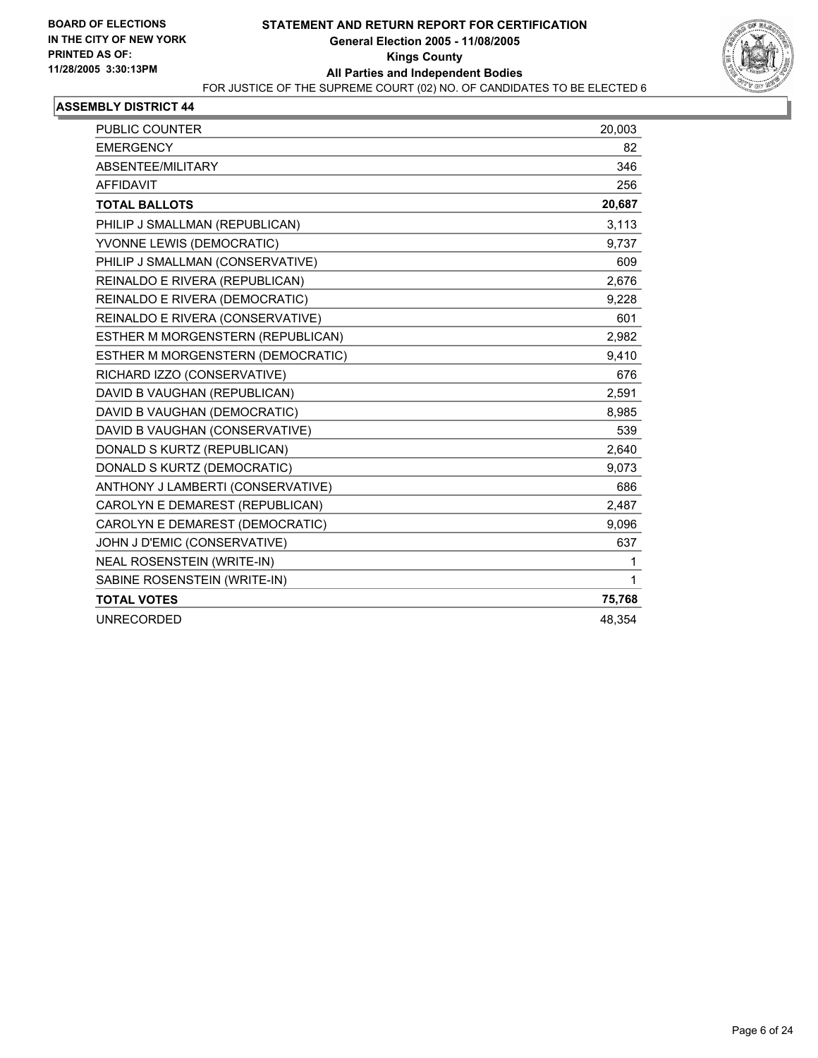**BOARD OF ELECTIONS IN THE CITY OF NEW YORK PRINTED AS OF: 11/28/2005 3:30:13PM**

# STATEMENT AND RETURN REPORT FOR CERTIFICATION
## General Election 2005 - 11/08/2005
## Kings County
## All Parties and Independent Bodies

FOR JUSTICE OF THE SUPREME COURT (02) NO. OF CANDIDATES TO BE ELECTED 6

### ASSEMBLY DISTRICT 44

| | |
|---|---|
| PUBLIC COUNTER | 20,003 |
| EMERGENCY | 82 |
| ABSENTEE/MILITARY | 346 |
| AFFIDAVIT | 256 |
| **TOTAL BALLOTS** | **20,687** |
| PHILIP J SMALLMAN (REPUBLICAN) | 3,113 |
| YVONNE LEWIS (DEMOCRATIC) | 9,737 |
| PHILIP J SMALLMAN (CONSERVATIVE) | 609 |
| REINALDO E RIVERA (REPUBLICAN) | 2,676 |
| REINALDO E RIVERA (DEMOCRATIC) | 9,228 |
| REINALDO E RIVERA (CONSERVATIVE) | 601 |
| ESTHER M MORGENSTERN (REPUBLICAN) | 2,982 |
| ESTHER M MORGENSTERN (DEMOCRATIC) | 9,410 |
| RICHARD IZZO (CONSERVATIVE) | 676 |
| DAVID B VAUGHAN (REPUBLICAN) | 2,591 |
| DAVID B VAUGHAN (DEMOCRATIC) | 8,985 |
| DAVID B VAUGHAN (CONSERVATIVE) | 539 |
| DONALD S KURTZ (REPUBLICAN) | 2,640 |
| DONALD S KURTZ (DEMOCRATIC) | 9,073 |
| ANTHONY J LAMBERTI (CONSERVATIVE) | 686 |
| CAROLYN E DEMAREST (REPUBLICAN) | 2,487 |
| CAROLYN E DEMAREST (DEMOCRATIC) | 9,096 |
| JOHN J D'EMIC (CONSERVATIVE) | 637 |
| NEAL ROSENSTEIN (WRITE-IN) | 1 |
| SABINE ROSENSTEIN (WRITE-IN) | 1 |
| **TOTAL VOTES** | **75,768** |
| UNRECORDED | 48,354 |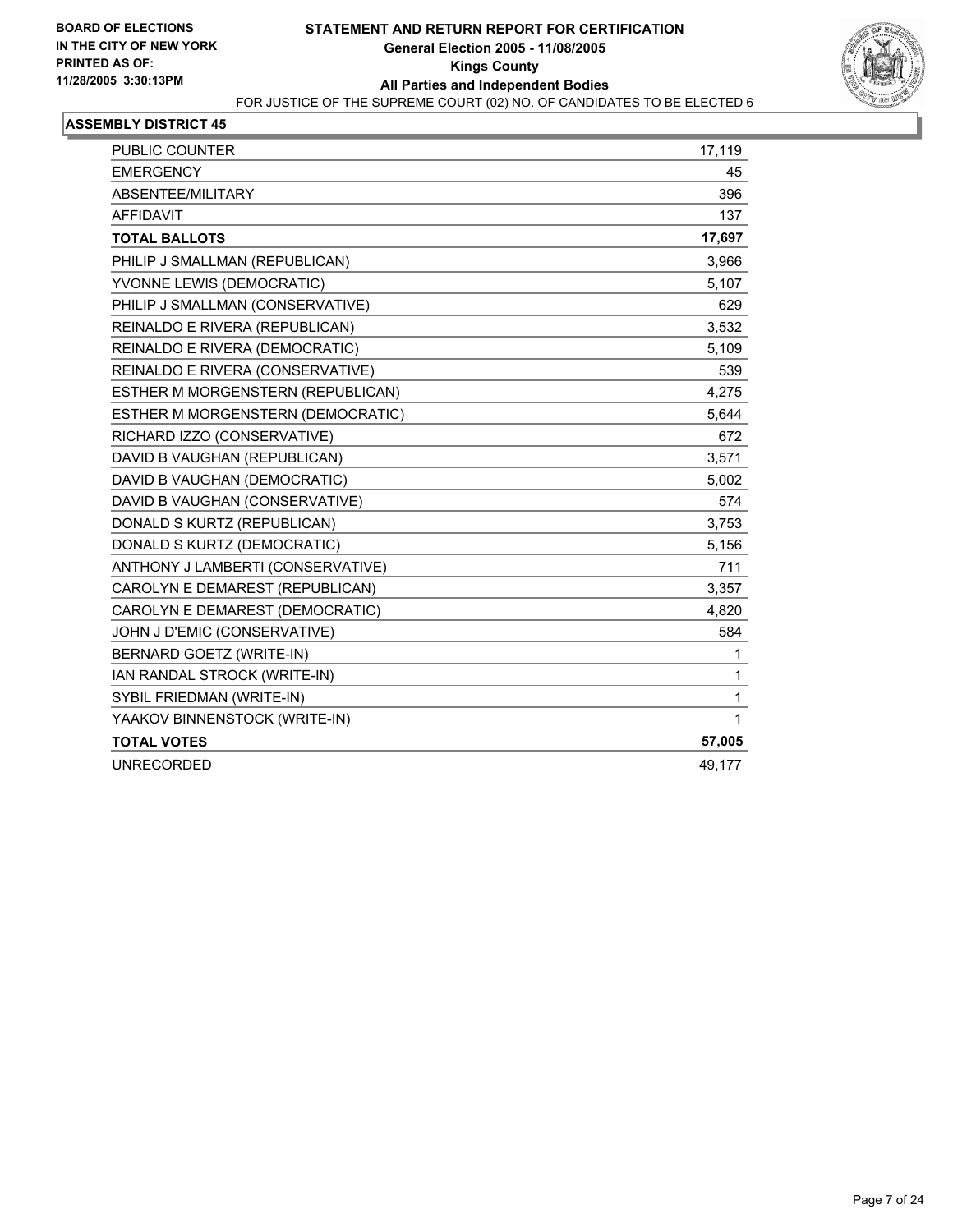**BOARD OF ELECTIONS IN THE CITY OF NEW YORK**
**PRINTED AS OF: 11/28/2005 3:30:13PM**

# STATEMENT AND RETURN REPORT FOR CERTIFICATION

**General Election 2005 - 11/08/2005**
**Kings County**
**All Parties and Independent Bodies**

FOR JUSTICE OF THE SUPREME COURT (02) NO. OF CANDIDATES TO BE ELECTED 6

## ASSEMBLY DISTRICT 45

| | |
|---|---|
| PUBLIC COUNTER | 17,119 |
| EMERGENCY | 45 |
| ABSENTEE/MILITARY | 396 |
| AFFIDAVIT | 137 |
| **TOTAL BALLOTS** | **17,697** |
| PHILIP J SMALLMAN (REPUBLICAN) | 3,966 |
| YVONNE LEWIS (DEMOCRATIC) | 5,107 |
| PHILIP J SMALLMAN (CONSERVATIVE) | 629 |
| REINALDO E RIVERA (REPUBLICAN) | 3,532 |
| REINALDO E RIVERA (DEMOCRATIC) | 5,109 |
| REINALDO E RIVERA (CONSERVATIVE) | 539 |
| ESTHER M MORGENSTERN (REPUBLICAN) | 4,275 |
| ESTHER M MORGENSTERN (DEMOCRATIC) | 5,644 |
| RICHARD IZZO (CONSERVATIVE) | 672 |
| DAVID B VAUGHAN (REPUBLICAN) | 3,571 |
| DAVID B VAUGHAN (DEMOCRATIC) | 5,002 |
| DAVID B VAUGHAN (CONSERVATIVE) | 574 |
| DONALD S KURTZ (REPUBLICAN) | 3,753 |
| DONALD S KURTZ (DEMOCRATIC) | 5,156 |
| ANTHONY J LAMBERTI (CONSERVATIVE) | 711 |
| CAROLYN E DEMAREST (REPUBLICAN) | 3,357 |
| CAROLYN E DEMAREST (DEMOCRATIC) | 4,820 |
| JOHN J D'EMIC (CONSERVATIVE) | 584 |
| BERNARD GOETZ (WRITE-IN) | 1 |
| IAN RANDAL STROCK (WRITE-IN) | 1 |
| SYBIL FRIEDMAN (WRITE-IN) | 1 |
| YAAKOV BINNENSTOCK (WRITE-IN) | 1 |
| **TOTAL VOTES** | **57,005** |
| UNRECORDED | 49,177 |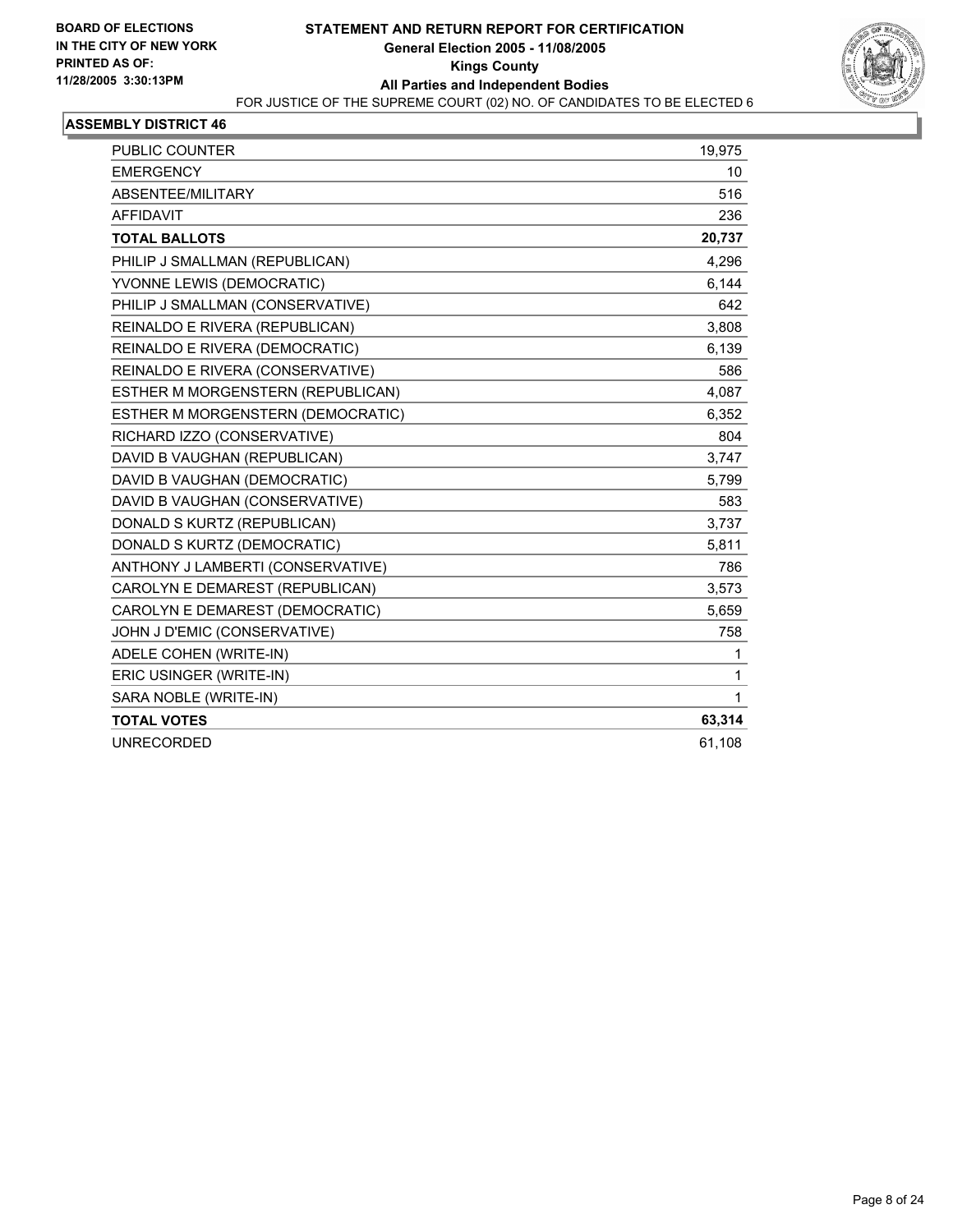**BOARD OF ELECTIONS**
**IN THE CITY OF NEW YORK**
**PRINTED AS OF:**
**11/28/2005 3:30:13PM**

# STATEMENT AND RETURN REPORT FOR CERTIFICATION

**General Election 2005 - 11/08/2005**
**Kings County**
**All Parties and Independent Bodies**

FOR JUSTICE OF THE SUPREME COURT (02) NO. OF CANDIDATES TO BE ELECTED 6

## ASSEMBLY DISTRICT 46

| | |
|---|---|
| PUBLIC COUNTER | 19,975 |
| EMERGENCY | 10 |
| ABSENTEE/MILITARY | 516 |
| AFFIDAVIT | 236 |
| **TOTAL BALLOTS** | **20,737** |
| PHILIP J SMALLMAN (REPUBLICAN) | 4,296 |
| YVONNE LEWIS (DEMOCRATIC) | 6,144 |
| PHILIP J SMALLMAN (CONSERVATIVE) | 642 |
| REINALDO E RIVERA (REPUBLICAN) | 3,808 |
| REINALDO E RIVERA (DEMOCRATIC) | 6,139 |
| REINALDO E RIVERA (CONSERVATIVE) | 586 |
| ESTHER M MORGENSTERN (REPUBLICAN) | 4,087 |
| ESTHER M MORGENSTERN (DEMOCRATIC) | 6,352 |
| RICHARD IZZO (CONSERVATIVE) | 804 |
| DAVID B VAUGHAN (REPUBLICAN) | 3,747 |
| DAVID B VAUGHAN (DEMOCRATIC) | 5,799 |
| DAVID B VAUGHAN (CONSERVATIVE) | 583 |
| DONALD S KURTZ (REPUBLICAN) | 3,737 |
| DONALD S KURTZ (DEMOCRATIC) | 5,811 |
| ANTHONY J LAMBERTI (CONSERVATIVE) | 786 |
| CAROLYN E DEMAREST (REPUBLICAN) | 3,573 |
| CAROLYN E DEMAREST (DEMOCRATIC) | 5,659 |
| JOHN J D'EMIC (CONSERVATIVE) | 758 |
| ADELE COHEN (WRITE-IN) | 1 |
| ERIC USINGER (WRITE-IN) | 1 |
| SARA NOBLE (WRITE-IN) | 1 |
| **TOTAL VOTES** | **63,314** |
| UNRECORDED | 61,108 |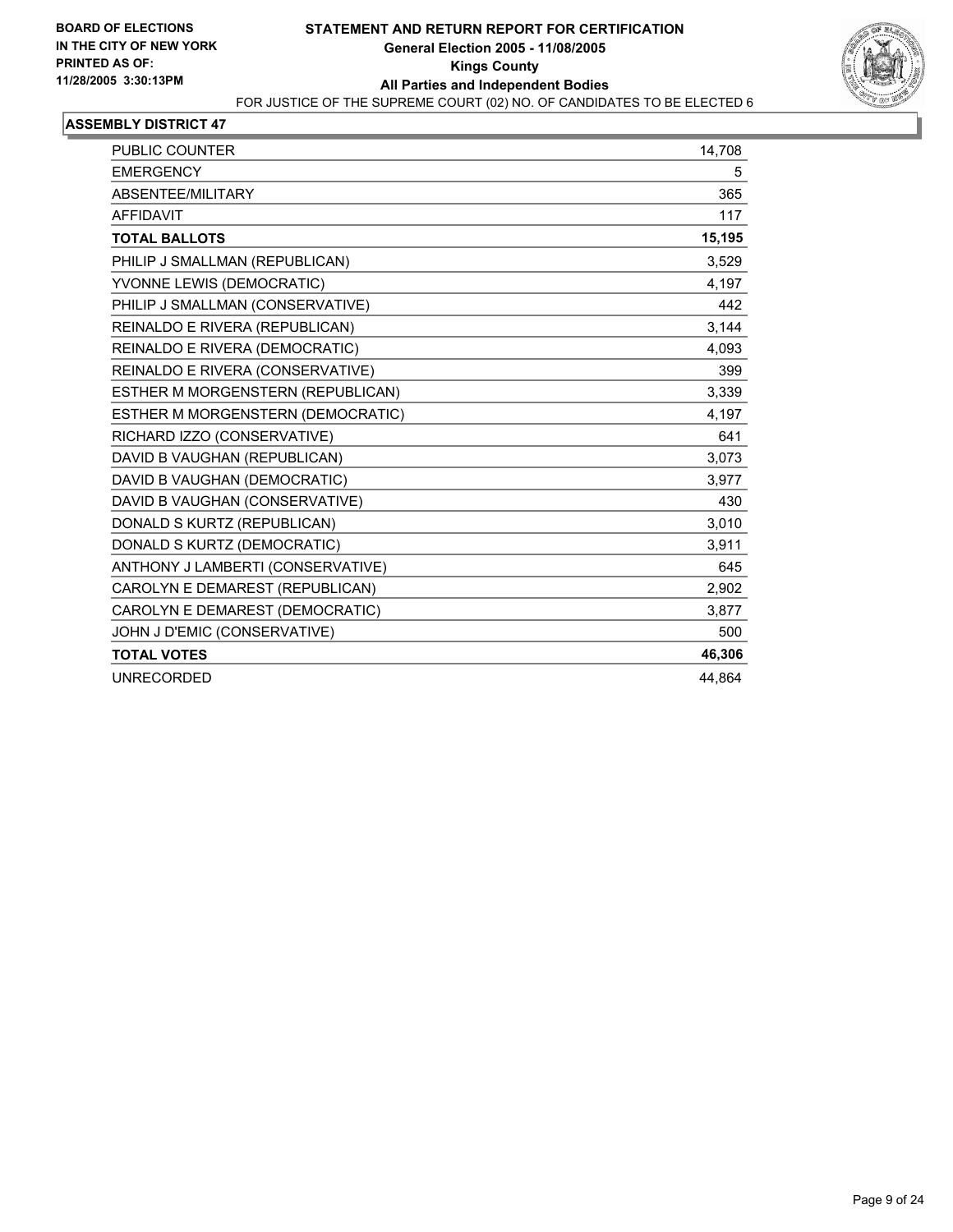**BOARD OF ELECTIONS IN THE CITY OF NEW YORK**
**PRINTED AS OF: 11/28/2005 3:30:13PM**

# STATEMENT AND RETURN REPORT FOR CERTIFICATION
## General Election 2005 - 11/08/2005
## Kings County
## All Parties and Independent Bodies

FOR JUSTICE OF THE SUPREME COURT (02) NO. OF CANDIDATES TO BE ELECTED 6

### ASSEMBLY DISTRICT 47

| | |
|---|---:|
| PUBLIC COUNTER | 14,708 |
| EMERGENCY | 5 |
| ABSENTEE/MILITARY | 365 |
| AFFIDAVIT | 117 |
| **TOTAL BALLOTS** | **15,195** |
| PHILIP J SMALLMAN (REPUBLICAN) | 3,529 |
| YVONNE LEWIS (DEMOCRATIC) | 4,197 |
| PHILIP J SMALLMAN (CONSERVATIVE) | 442 |
| REINALDO E RIVERA (REPUBLICAN) | 3,144 |
| REINALDO E RIVERA (DEMOCRATIC) | 4,093 |
| REINALDO E RIVERA (CONSERVATIVE) | 399 |
| ESTHER M MORGENSTERN (REPUBLICAN) | 3,339 |
| ESTHER M MORGENSTERN (DEMOCRATIC) | 4,197 |
| RICHARD IZZO (CONSERVATIVE) | 641 |
| DAVID B VAUGHAN (REPUBLICAN) | 3,073 |
| DAVID B VAUGHAN (DEMOCRATIC) | 3,977 |
| DAVID B VAUGHAN (CONSERVATIVE) | 430 |
| DONALD S KURTZ (REPUBLICAN) | 3,010 |
| DONALD S KURTZ (DEMOCRATIC) | 3,911 |
| ANTHONY J LAMBERTI (CONSERVATIVE) | 645 |
| CAROLYN E DEMAREST (REPUBLICAN) | 2,902 |
| CAROLYN E DEMAREST (DEMOCRATIC) | 3,877 |
| JOHN J D'EMIC (CONSERVATIVE) | 500 |
| **TOTAL VOTES** | **46,306** |
| UNRECORDED | 44,864 |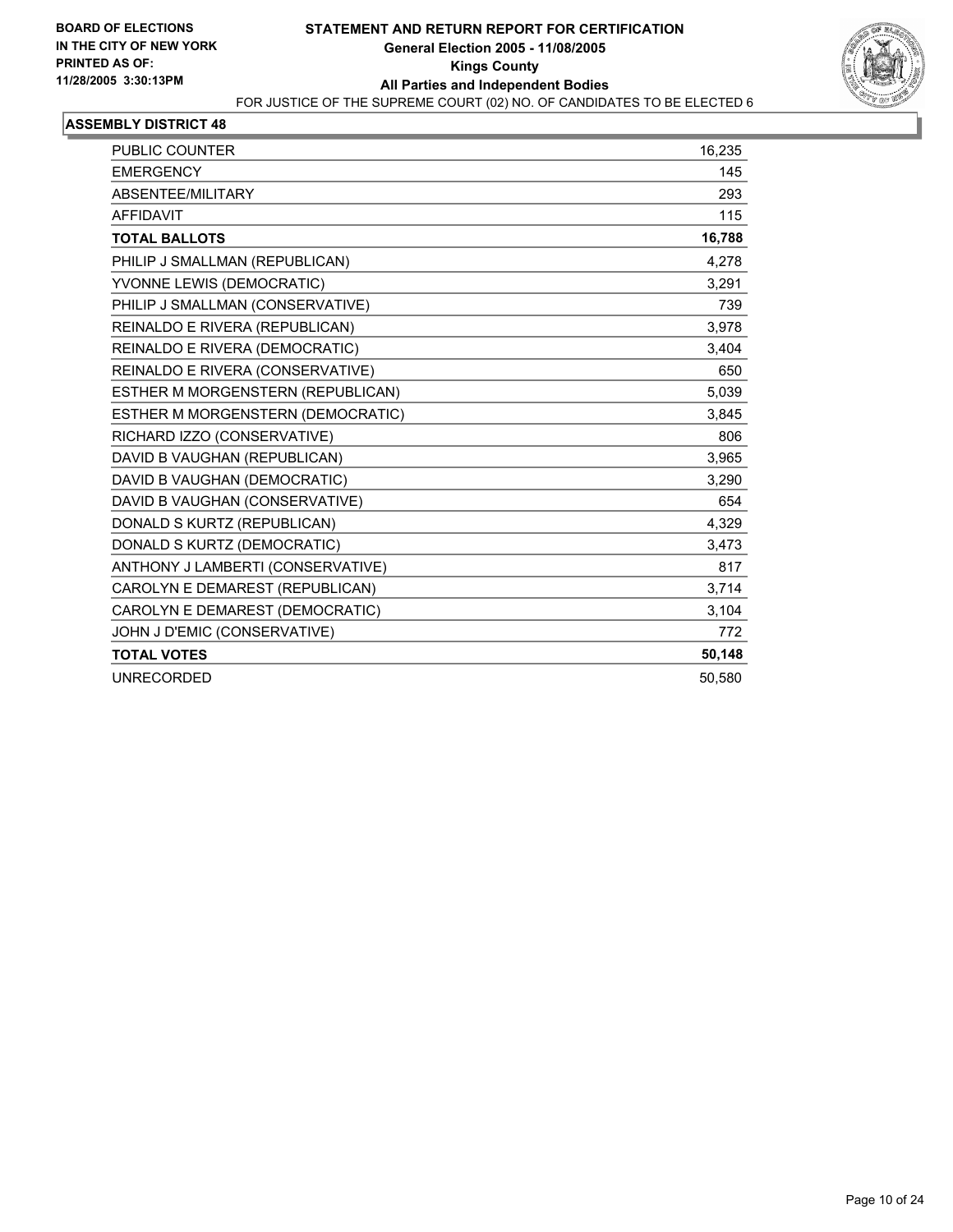**BOARD OF ELECTIONS IN THE CITY OF NEW YORK PRINTED AS OF: 11/28/2005 3:30:13PM**

# STATEMENT AND RETURN REPORT FOR CERTIFICATION
## General Election 2005 - 11/08/2005
## Kings County
## All Parties and Independent Bodies

FOR JUSTICE OF THE SUPREME COURT (02) NO. OF CANDIDATES TO BE ELECTED 6

### ASSEMBLY DISTRICT 48

| | |
|---|---|
| PUBLIC COUNTER | 16,235 |
| EMERGENCY | 145 |
| ABSENTEE/MILITARY | 293 |
| AFFIDAVIT | 115 |
| **TOTAL BALLOTS** | **16,788** |
| PHILIP J SMALLMAN (REPUBLICAN) | 4,278 |
| YVONNE LEWIS (DEMOCRATIC) | 3,291 |
| PHILIP J SMALLMAN (CONSERVATIVE) | 739 |
| REINALDO E RIVERA (REPUBLICAN) | 3,978 |
| REINALDO E RIVERA (DEMOCRATIC) | 3,404 |
| REINALDO E RIVERA (CONSERVATIVE) | 650 |
| ESTHER M MORGENSTERN (REPUBLICAN) | 5,039 |
| ESTHER M MORGENSTERN (DEMOCRATIC) | 3,845 |
| RICHARD IZZO (CONSERVATIVE) | 806 |
| DAVID B VAUGHAN (REPUBLICAN) | 3,965 |
| DAVID B VAUGHAN (DEMOCRATIC) | 3,290 |
| DAVID B VAUGHAN (CONSERVATIVE) | 654 |
| DONALD S KURTZ (REPUBLICAN) | 4,329 |
| DONALD S KURTZ (DEMOCRATIC) | 3,473 |
| ANTHONY J LAMBERTI (CONSERVATIVE) | 817 |
| CAROLYN E DEMAREST (REPUBLICAN) | 3,714 |
| CAROLYN E DEMAREST (DEMOCRATIC) | 3,104 |
| JOHN J D'EMIC (CONSERVATIVE) | 772 |
| **TOTAL VOTES** | **50,148** |
| UNRECORDED | 50,580 |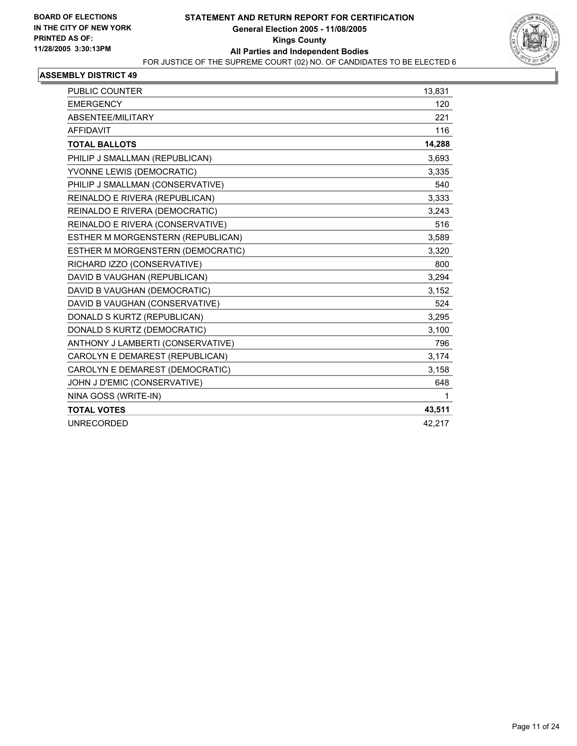**BOARD OF ELECTIONS IN THE CITY OF NEW YORK**
**PRINTED AS OF: 11/28/2005 3:30:13PM**

# STATEMENT AND RETURN REPORT FOR CERTIFICATION
## General Election 2005 - 11/08/2005
## Kings County
## All Parties and Independent Bodies

FOR JUSTICE OF THE SUPREME COURT (02) NO. OF CANDIDATES TO BE ELECTED 6

### ASSEMBLY DISTRICT 49

| | |
|---|---|
| PUBLIC COUNTER | 13,831 |
| EMERGENCY | 120 |
| ABSENTEE/MILITARY | 221 |
| AFFIDAVIT | 116 |
| **TOTAL BALLOTS** | **14,288** |
| PHILIP J SMALLMAN (REPUBLICAN) | 3,693 |
| YVONNE LEWIS (DEMOCRATIC) | 3,335 |
| PHILIP J SMALLMAN (CONSERVATIVE) | 540 |
| REINALDO E RIVERA (REPUBLICAN) | 3,333 |
| REINALDO E RIVERA (DEMOCRATIC) | 3,243 |
| REINALDO E RIVERA (CONSERVATIVE) | 516 |
| ESTHER M MORGENSTERN (REPUBLICAN) | 3,589 |
| ESTHER M MORGENSTERN (DEMOCRATIC) | 3,320 |
| RICHARD IZZO (CONSERVATIVE) | 800 |
| DAVID B VAUGHAN (REPUBLICAN) | 3,294 |
| DAVID B VAUGHAN (DEMOCRATIC) | 3,152 |
| DAVID B VAUGHAN (CONSERVATIVE) | 524 |
| DONALD S KURTZ (REPUBLICAN) | 3,295 |
| DONALD S KURTZ (DEMOCRATIC) | 3,100 |
| ANTHONY J LAMBERTI (CONSERVATIVE) | 796 |
| CAROLYN E DEMAREST (REPUBLICAN) | 3,174 |
| CAROLYN E DEMAREST (DEMOCRATIC) | 3,158 |
| JOHN J D'EMIC (CONSERVATIVE) | 648 |
| NINA GOSS (WRITE-IN) | 1 |
| **TOTAL VOTES** | **43,511** |
| UNRECORDED | 42,217 |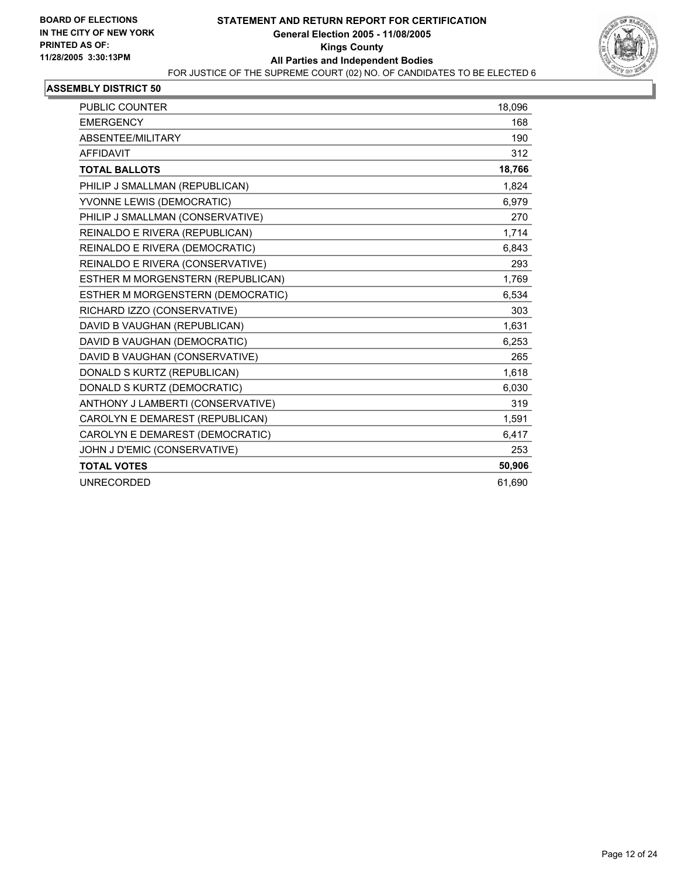**BOARD OF ELECTIONS IN THE CITY OF NEW YORK**
**PRINTED AS OF: 11/28/2005 3:30:13PM**

# STATEMENT AND RETURN REPORT FOR CERTIFICATION
## General Election 2005 - 11/08/2005
## Kings County
## All Parties and Independent Bodies

FOR JUSTICE OF THE SUPREME COURT (02) NO. OF CANDIDATES TO BE ELECTED 6

### ASSEMBLY DISTRICT 50

| | |
|---|---|
| PUBLIC COUNTER | 18,096 |
| EMERGENCY | 168 |
| ABSENTEE/MILITARY | 190 |
| AFFIDAVIT | 312 |
| **TOTAL BALLOTS** | **18,766** |
| PHILIP J SMALLMAN (REPUBLICAN) | 1,824 |
| YVONNE LEWIS (DEMOCRATIC) | 6,979 |
| PHILIP J SMALLMAN (CONSERVATIVE) | 270 |
| REINALDO E RIVERA (REPUBLICAN) | 1,714 |
| REINALDO E RIVERA (DEMOCRATIC) | 6,843 |
| REINALDO E RIVERA (CONSERVATIVE) | 293 |
| ESTHER M MORGENSTERN (REPUBLICAN) | 1,769 |
| ESTHER M MORGENSTERN (DEMOCRATIC) | 6,534 |
| RICHARD IZZO (CONSERVATIVE) | 303 |
| DAVID B VAUGHAN (REPUBLICAN) | 1,631 |
| DAVID B VAUGHAN (DEMOCRATIC) | 6,253 |
| DAVID B VAUGHAN (CONSERVATIVE) | 265 |
| DONALD S KURTZ (REPUBLICAN) | 1,618 |
| DONALD S KURTZ (DEMOCRATIC) | 6,030 |
| ANTHONY J LAMBERTI (CONSERVATIVE) | 319 |
| CAROLYN E DEMAREST (REPUBLICAN) | 1,591 |
| CAROLYN E DEMAREST (DEMOCRATIC) | 6,417 |
| JOHN J D'EMIC (CONSERVATIVE) | 253 |
| **TOTAL VOTES** | **50,906** |
| UNRECORDED | 61,690 |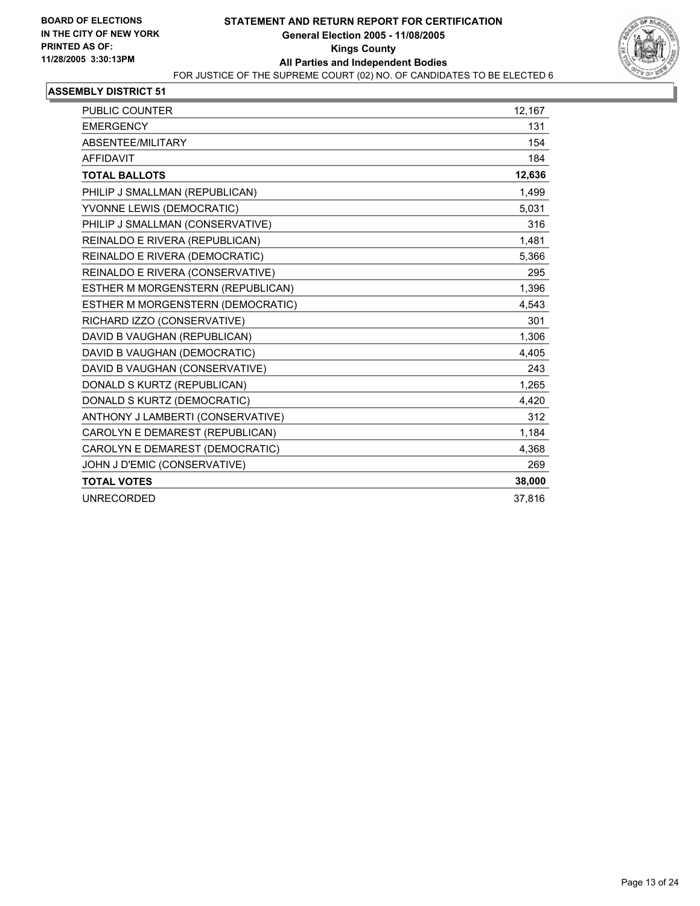**BOARD OF ELECTIONS IN THE CITY OF NEW YORK PRINTED AS OF: 11/28/2005 3:30:13PM**

# STATEMENT AND RETURN REPORT FOR CERTIFICATION

**General Election 2005 - 11/08/2005**

**Kings County**

**All Parties and Independent Bodies**

FOR JUSTICE OF THE SUPREME COURT (02) NO. OF CANDIDATES TO BE ELECTED 6

## ASSEMBLY DISTRICT 51

| | |
|---|---|
| PUBLIC COUNTER | 12,167 |
| EMERGENCY | 131 |
| ABSENTEE/MILITARY | 154 |
| AFFIDAVIT | 184 |
| **TOTAL BALLOTS** | **12,636** |
| PHILIP J SMALLMAN (REPUBLICAN) | 1,499 |
| YVONNE LEWIS (DEMOCRATIC) | 5,031 |
| PHILIP J SMALLMAN (CONSERVATIVE) | 316 |
| REINALDO E RIVERA (REPUBLICAN) | 1,481 |
| REINALDO E RIVERA (DEMOCRATIC) | 5,366 |
| REINALDO E RIVERA (CONSERVATIVE) | 295 |
| ESTHER M MORGENSTERN (REPUBLICAN) | 1,396 |
| ESTHER M MORGENSTERN (DEMOCRATIC) | 4,543 |
| RICHARD IZZO (CONSERVATIVE) | 301 |
| DAVID B VAUGHAN (REPUBLICAN) | 1,306 |
| DAVID B VAUGHAN (DEMOCRATIC) | 4,405 |
| DAVID B VAUGHAN (CONSERVATIVE) | 243 |
| DONALD S KURTZ (REPUBLICAN) | 1,265 |
| DONALD S KURTZ (DEMOCRATIC) | 4,420 |
| ANTHONY J LAMBERTI (CONSERVATIVE) | 312 |
| CAROLYN E DEMAREST (REPUBLICAN) | 1,184 |
| CAROLYN E DEMAREST (DEMOCRATIC) | 4,368 |
| JOHN J D'EMIC (CONSERVATIVE) | 269 |
| **TOTAL VOTES** | **38,000** |
| UNRECORDED | 37,816 |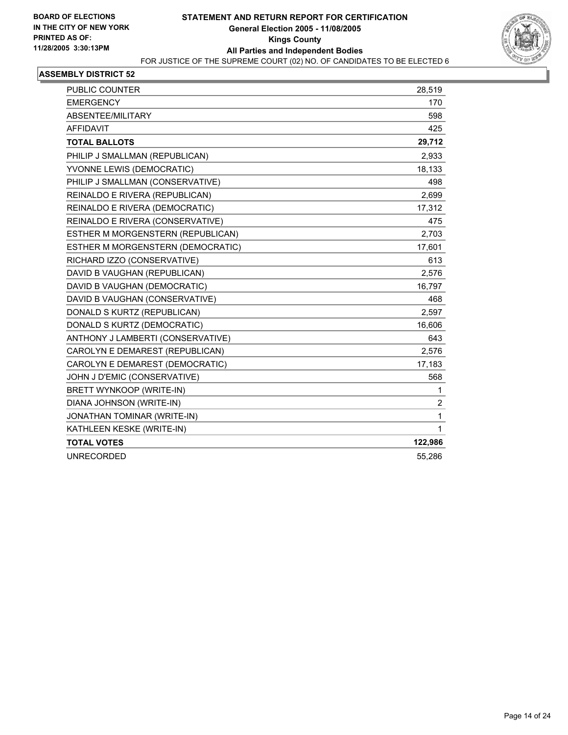**BOARD OF ELECTIONS IN THE CITY OF NEW YORK PRINTED AS OF: 11/28/2005 3:30:13PM**

# STATEMENT AND RETURN REPORT FOR CERTIFICATION
## General Election 2005 - 11/08/2005
## Kings County
## All Parties and Independent Bodies

FOR JUSTICE OF THE SUPREME COURT (02) NO. OF CANDIDATES TO BE ELECTED 6

### ASSEMBLY DISTRICT 52

| | |
|---|---|
| PUBLIC COUNTER | 28,519 |
| EMERGENCY | 170 |
| ABSENTEE/MILITARY | 598 |
| AFFIDAVIT | 425 |
| **TOTAL BALLOTS** | **29,712** |
| PHILIP J SMALLMAN (REPUBLICAN) | 2,933 |
| YVONNE LEWIS (DEMOCRATIC) | 18,133 |
| PHILIP J SMALLMAN (CONSERVATIVE) | 498 |
| REINALDO E RIVERA (REPUBLICAN) | 2,699 |
| REINALDO E RIVERA (DEMOCRATIC) | 17,312 |
| REINALDO E RIVERA (CONSERVATIVE) | 475 |
| ESTHER M MORGENSTERN (REPUBLICAN) | 2,703 |
| ESTHER M MORGENSTERN (DEMOCRATIC) | 17,601 |
| RICHARD IZZO (CONSERVATIVE) | 613 |
| DAVID B VAUGHAN (REPUBLICAN) | 2,576 |
| DAVID B VAUGHAN (DEMOCRATIC) | 16,797 |
| DAVID B VAUGHAN (CONSERVATIVE) | 468 |
| DONALD S KURTZ (REPUBLICAN) | 2,597 |
| DONALD S KURTZ (DEMOCRATIC) | 16,606 |
| ANTHONY J LAMBERTI (CONSERVATIVE) | 643 |
| CAROLYN E DEMAREST (REPUBLICAN) | 2,576 |
| CAROLYN E DEMAREST (DEMOCRATIC) | 17,183 |
| JOHN J D'EMIC (CONSERVATIVE) | 568 |
| BRETT WYNKOOP (WRITE-IN) | 1 |
| DIANA JOHNSON (WRITE-IN) | 2 |
| JONATHAN TOMINAR (WRITE-IN) | 1 |
| KATHLEEN KESKE (WRITE-IN) | 1 |
| **TOTAL VOTES** | **122,986** |
| UNRECORDED | 55,286 |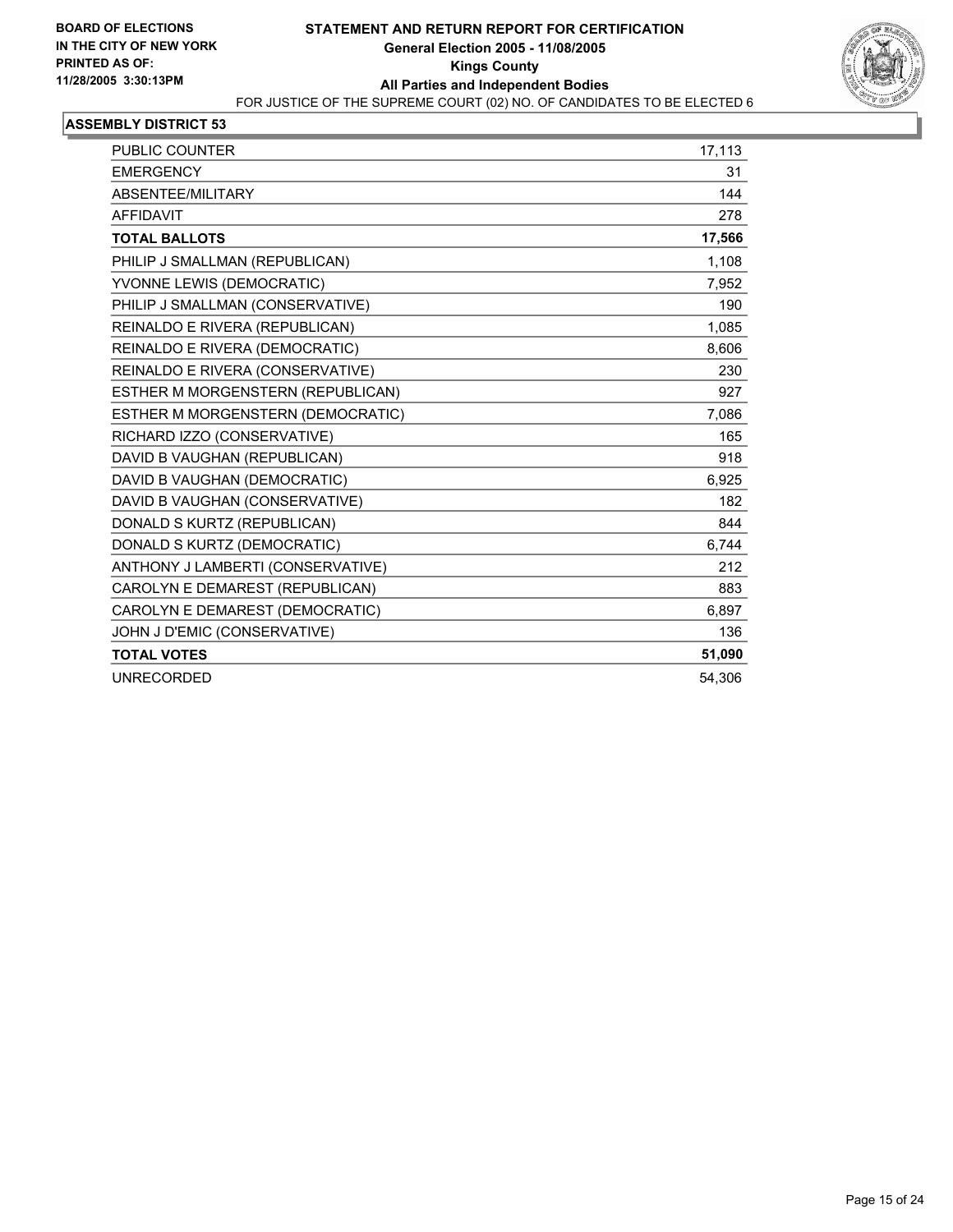**BOARD OF ELECTIONS IN THE CITY OF NEW YORK PRINTED AS OF: 11/28/2005 3:30:13PM**

# STATEMENT AND RETURN REPORT FOR CERTIFICATION
## General Election 2005 - 11/08/2005
## Kings County
## All Parties and Independent Bodies

FOR JUSTICE OF THE SUPREME COURT (02) NO. OF CANDIDATES TO BE ELECTED 6

### ASSEMBLY DISTRICT 53

| | |
|---|---|
| PUBLIC COUNTER | 17,113 |
| EMERGENCY | 31 |
| ABSENTEE/MILITARY | 144 |
| AFFIDAVIT | 278 |
| **TOTAL BALLOTS** | **17,566** |
| PHILIP J SMALLMAN (REPUBLICAN) | 1,108 |
| YVONNE LEWIS (DEMOCRATIC) | 7,952 |
| PHILIP J SMALLMAN (CONSERVATIVE) | 190 |
| REINALDO E RIVERA (REPUBLICAN) | 1,085 |
| REINALDO E RIVERA (DEMOCRATIC) | 8,606 |
| REINALDO E RIVERA (CONSERVATIVE) | 230 |
| ESTHER M MORGENSTERN (REPUBLICAN) | 927 |
| ESTHER M MORGENSTERN (DEMOCRATIC) | 7,086 |
| RICHARD IZZO (CONSERVATIVE) | 165 |
| DAVID B VAUGHAN (REPUBLICAN) | 918 |
| DAVID B VAUGHAN (DEMOCRATIC) | 6,925 |
| DAVID B VAUGHAN (CONSERVATIVE) | 182 |
| DONALD S KURTZ (REPUBLICAN) | 844 |
| DONALD S KURTZ (DEMOCRATIC) | 6,744 |
| ANTHONY J LAMBERTI (CONSERVATIVE) | 212 |
| CAROLYN E DEMAREST (REPUBLICAN) | 883 |
| CAROLYN E DEMAREST (DEMOCRATIC) | 6,897 |
| JOHN J D'EMIC (CONSERVATIVE) | 136 |
| **TOTAL VOTES** | **51,090** |
| UNRECORDED | 54,306 |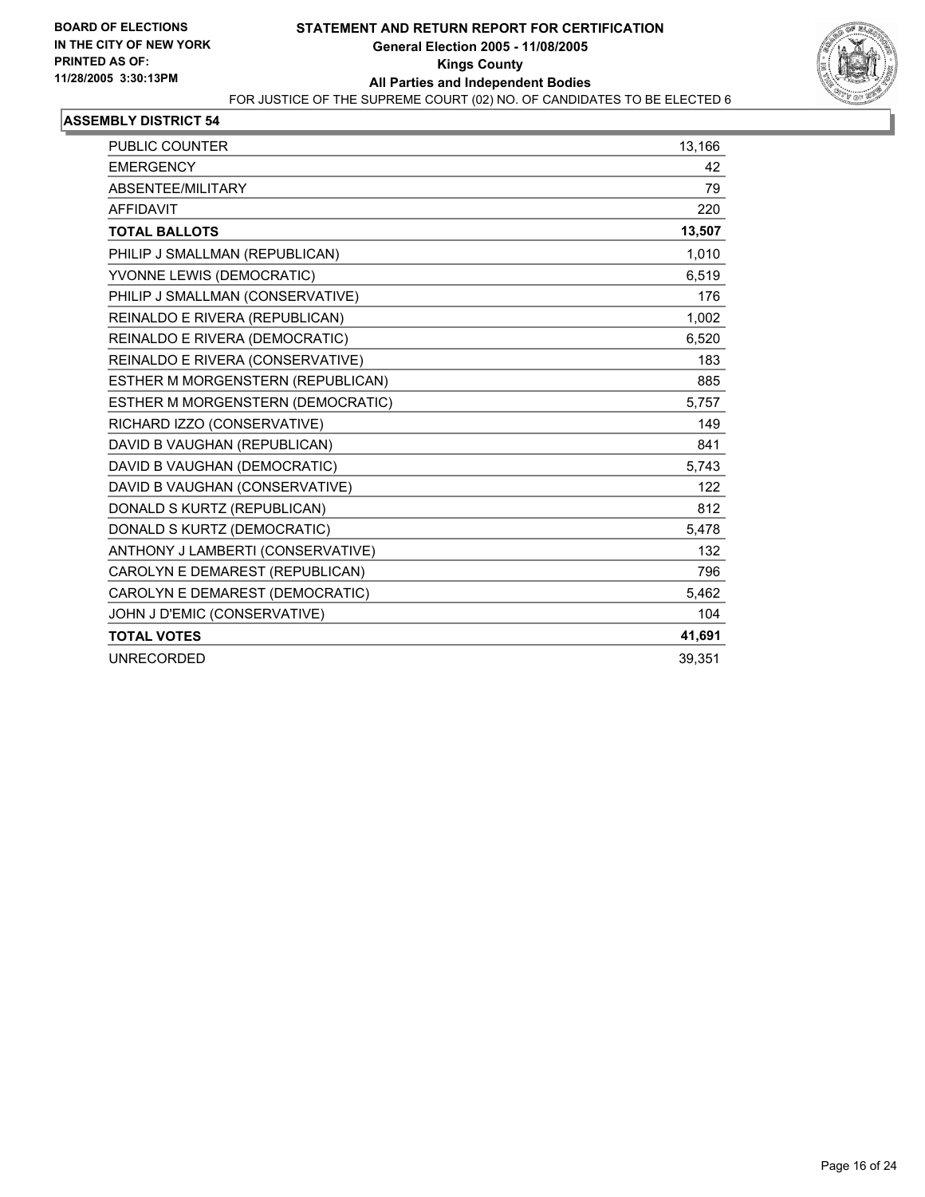**BOARD OF ELECTIONS IN THE CITY OF NEW YORK**
**PRINTED AS OF: 11/28/2005 3:30:13PM**

# STATEMENT AND RETURN REPORT FOR CERTIFICATION

**General Election 2005 - 11/08/2005**
**Kings County**
**All Parties and Independent Bodies**

FOR JUSTICE OF THE SUPREME COURT (02) NO. OF CANDIDATES TO BE ELECTED 6

## ASSEMBLY DISTRICT 54

| | |
|---|---|
| PUBLIC COUNTER | 13,166 |
| EMERGENCY | 42 |
| ABSENTEE/MILITARY | 79 |
| AFFIDAVIT | 220 |
| **TOTAL BALLOTS** | **13,507** |
| PHILIP J SMALLMAN (REPUBLICAN) | 1,010 |
| YVONNE LEWIS (DEMOCRATIC) | 6,519 |
| PHILIP J SMALLMAN (CONSERVATIVE) | 176 |
| REINALDO E RIVERA (REPUBLICAN) | 1,002 |
| REINALDO E RIVERA (DEMOCRATIC) | 6,520 |
| REINALDO E RIVERA (CONSERVATIVE) | 183 |
| ESTHER M MORGENSTERN (REPUBLICAN) | 885 |
| ESTHER M MORGENSTERN (DEMOCRATIC) | 5,757 |
| RICHARD IZZO (CONSERVATIVE) | 149 |
| DAVID B VAUGHAN (REPUBLICAN) | 841 |
| DAVID B VAUGHAN (DEMOCRATIC) | 5,743 |
| DAVID B VAUGHAN (CONSERVATIVE) | 122 |
| DONALD S KURTZ (REPUBLICAN) | 812 |
| DONALD S KURTZ (DEMOCRATIC) | 5,478 |
| ANTHONY J LAMBERTI (CONSERVATIVE) | 132 |
| CAROLYN E DEMAREST (REPUBLICAN) | 796 |
| CAROLYN E DEMAREST (DEMOCRATIC) | 5,462 |
| JOHN J D'EMIC (CONSERVATIVE) | 104 |
| **TOTAL VOTES** | **41,691** |
| UNRECORDED | 39,351 |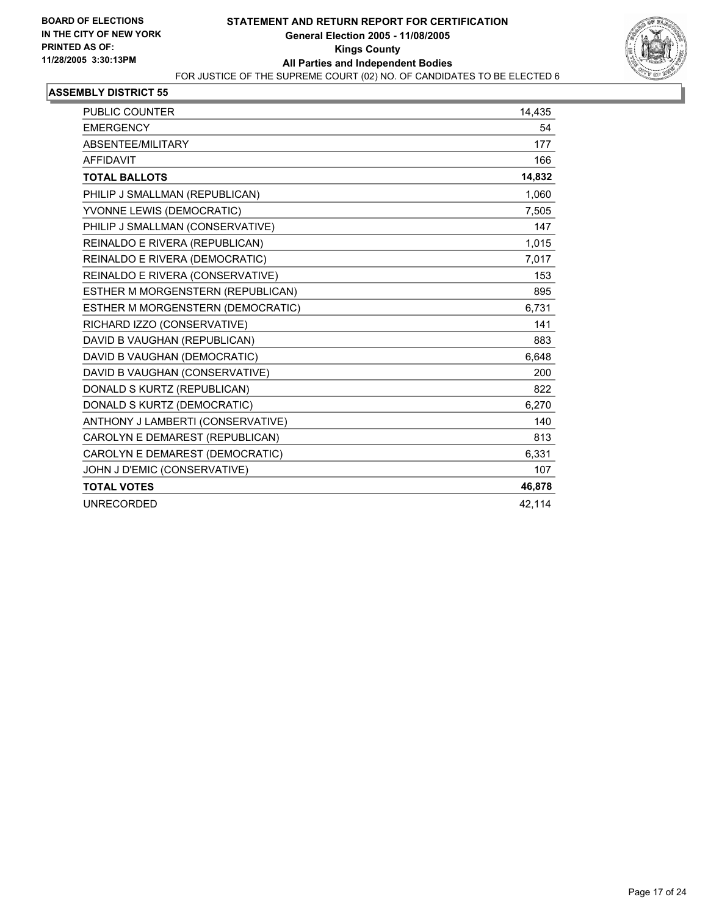BOARD OF ELECTIONS
IN THE CITY OF NEW YORK
PRINTED AS OF:
11/28/2005 3:30:13PM

# STATEMENT AND RETURN REPORT FOR CERTIFICATION
## General Election 2005 - 11/08/2005
## Kings County
## All Parties and Independent Bodies

FOR JUSTICE OF THE SUPREME COURT (02) NO. OF CANDIDATES TO BE ELECTED 6

### ASSEMBLY DISTRICT 55

| | |
|---|---|
| PUBLIC COUNTER | 14,435 |
| EMERGENCY | 54 |
| ABSENTEE/MILITARY | 177 |
| AFFIDAVIT | 166 |
| **TOTAL BALLOTS** | **14,832** |
| PHILIP J SMALLMAN (REPUBLICAN) | 1,060 |
| YVONNE LEWIS (DEMOCRATIC) | 7,505 |
| PHILIP J SMALLMAN (CONSERVATIVE) | 147 |
| REINALDO E RIVERA (REPUBLICAN) | 1,015 |
| REINALDO E RIVERA (DEMOCRATIC) | 7,017 |
| REINALDO E RIVERA (CONSERVATIVE) | 153 |
| ESTHER M MORGENSTERN (REPUBLICAN) | 895 |
| ESTHER M MORGENSTERN (DEMOCRATIC) | 6,731 |
| RICHARD IZZO (CONSERVATIVE) | 141 |
| DAVID B VAUGHAN (REPUBLICAN) | 883 |
| DAVID B VAUGHAN (DEMOCRATIC) | 6,648 |
| DAVID B VAUGHAN (CONSERVATIVE) | 200 |
| DONALD S KURTZ (REPUBLICAN) | 822 |
| DONALD S KURTZ (DEMOCRATIC) | 6,270 |
| ANTHONY J LAMBERTI (CONSERVATIVE) | 140 |
| CAROLYN E DEMAREST (REPUBLICAN) | 813 |
| CAROLYN E DEMAREST (DEMOCRATIC) | 6,331 |
| JOHN J D'EMIC (CONSERVATIVE) | 107 |
| **TOTAL VOTES** | **46,878** |
| UNRECORDED | 42,114 |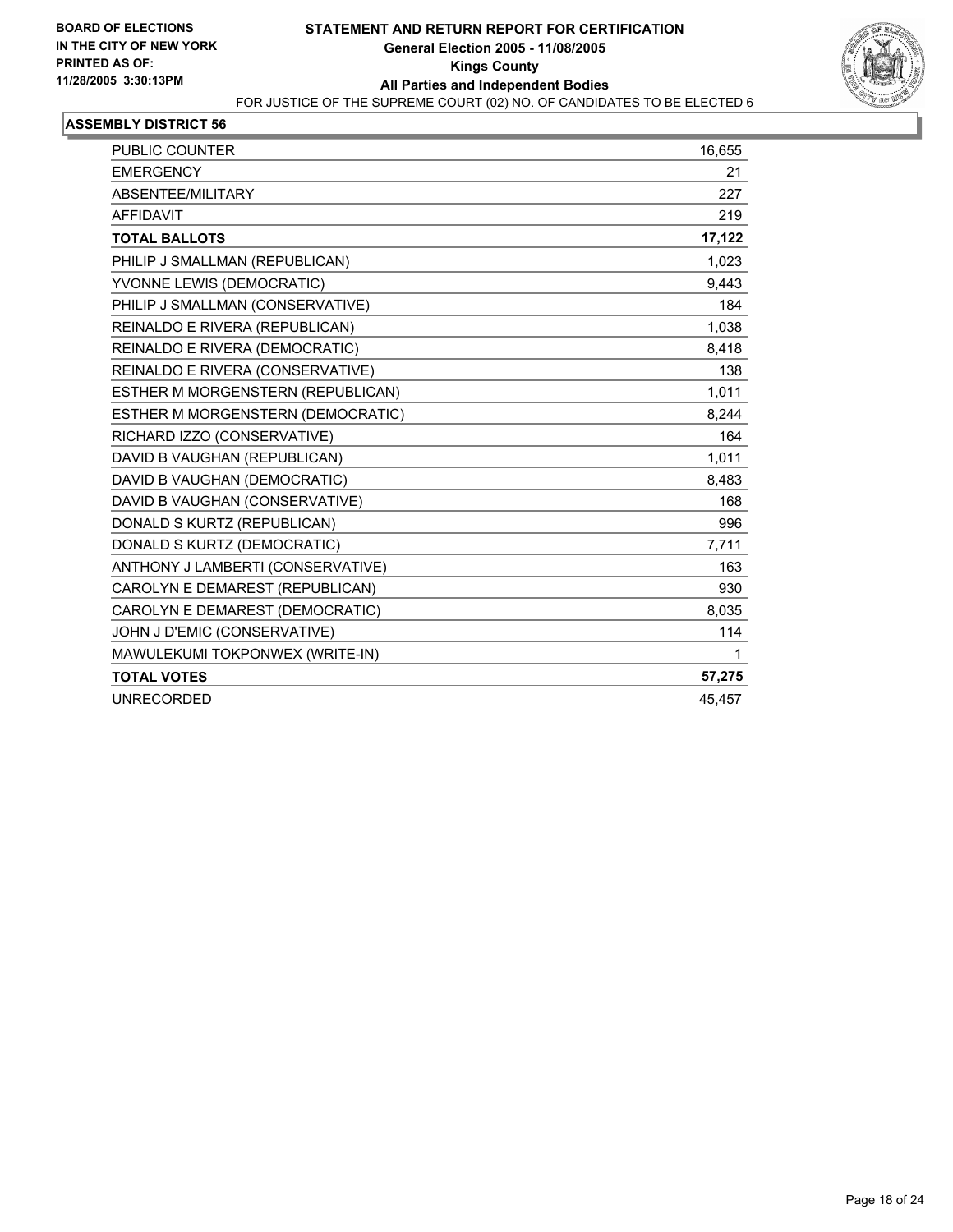**BOARD OF ELECTIONS IN THE CITY OF NEW YORK PRINTED AS OF: 11/28/2005 3:30:13PM**

# STATEMENT AND RETURN REPORT FOR CERTIFICATION
## General Election 2005 - 11/08/2005
## Kings County
## All Parties and Independent Bodies

FOR JUSTICE OF THE SUPREME COURT (02) NO. OF CANDIDATES TO BE ELECTED 6

### ASSEMBLY DISTRICT 56

| | |
|---|---:|
| PUBLIC COUNTER | 16,655 |
| EMERGENCY | 21 |
| ABSENTEE/MILITARY | 227 |
| AFFIDAVIT | 219 |
| **TOTAL BALLOTS** | **17,122** |
| PHILIP J SMALLMAN (REPUBLICAN) | 1,023 |
| YVONNE LEWIS (DEMOCRATIC) | 9,443 |
| PHILIP J SMALLMAN (CONSERVATIVE) | 184 |
| REINALDO E RIVERA (REPUBLICAN) | 1,038 |
| REINALDO E RIVERA (DEMOCRATIC) | 8,418 |
| REINALDO E RIVERA (CONSERVATIVE) | 138 |
| ESTHER M MORGENSTERN (REPUBLICAN) | 1,011 |
| ESTHER M MORGENSTERN (DEMOCRATIC) | 8,244 |
| RICHARD IZZO (CONSERVATIVE) | 164 |
| DAVID B VAUGHAN (REPUBLICAN) | 1,011 |
| DAVID B VAUGHAN (DEMOCRATIC) | 8,483 |
| DAVID B VAUGHAN (CONSERVATIVE) | 168 |
| DONALD S KURTZ (REPUBLICAN) | 996 |
| DONALD S KURTZ (DEMOCRATIC) | 7,711 |
| ANTHONY J LAMBERTI (CONSERVATIVE) | 163 |
| CAROLYN E DEMAREST (REPUBLICAN) | 930 |
| CAROLYN E DEMAREST (DEMOCRATIC) | 8,035 |
| JOHN J D'EMIC (CONSERVATIVE) | 114 |
| MAWULEKUMI TOKPONWEX (WRITE-IN) | 1 |
| **TOTAL VOTES** | **57,275** |
| UNRECORDED | 45,457 |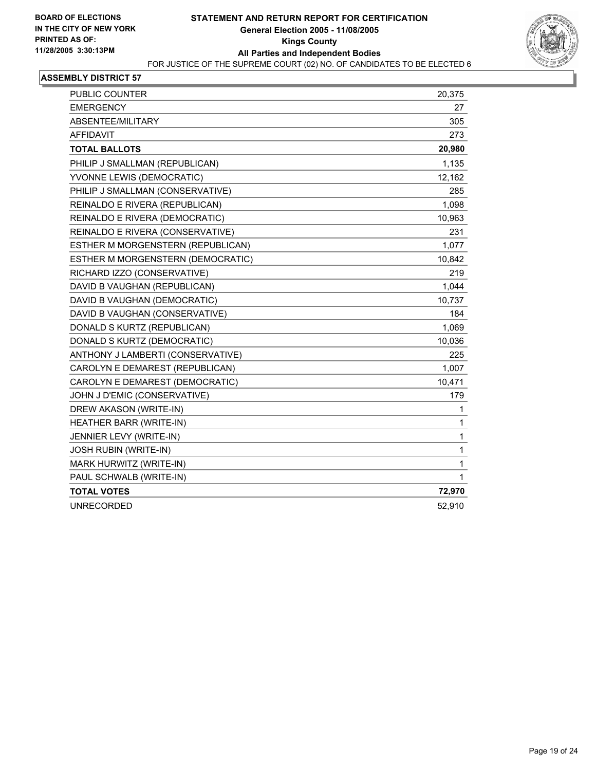**BOARD OF ELECTIONS IN THE CITY OF NEW YORK PRINTED AS OF: 11/28/2005 3:30:13PM**

# STATEMENT AND RETURN REPORT FOR CERTIFICATION
## General Election 2005 - 11/08/2005
## Kings County
## All Parties and Independent Bodies
FOR JUSTICE OF THE SUPREME COURT (02) NO. OF CANDIDATES TO BE ELECTED 6

### ASSEMBLY DISTRICT 57

| | |
|---|---|
| PUBLIC COUNTER | 20,375 |
| EMERGENCY | 27 |
| ABSENTEE/MILITARY | 305 |
| AFFIDAVIT | 273 |
| **TOTAL BALLOTS** | **20,980** |
| PHILIP J SMALLMAN (REPUBLICAN) | 1,135 |
| YVONNE LEWIS (DEMOCRATIC) | 12,162 |
| PHILIP J SMALLMAN (CONSERVATIVE) | 285 |
| REINALDO E RIVERA (REPUBLICAN) | 1,098 |
| REINALDO E RIVERA (DEMOCRATIC) | 10,963 |
| REINALDO E RIVERA (CONSERVATIVE) | 231 |
| ESTHER M MORGENSTERN (REPUBLICAN) | 1,077 |
| ESTHER M MORGENSTERN (DEMOCRATIC) | 10,842 |
| RICHARD IZZO (CONSERVATIVE) | 219 |
| DAVID B VAUGHAN (REPUBLICAN) | 1,044 |
| DAVID B VAUGHAN (DEMOCRATIC) | 10,737 |
| DAVID B VAUGHAN (CONSERVATIVE) | 184 |
| DONALD S KURTZ (REPUBLICAN) | 1,069 |
| DONALD S KURTZ (DEMOCRATIC) | 10,036 |
| ANTHONY J LAMBERTI (CONSERVATIVE) | 225 |
| CAROLYN E DEMAREST (REPUBLICAN) | 1,007 |
| CAROLYN E DEMAREST (DEMOCRATIC) | 10,471 |
| JOHN J D'EMIC (CONSERVATIVE) | 179 |
| DREW AKASON (WRITE-IN) | 1 |
| HEATHER BARR (WRITE-IN) | 1 |
| JENNIER LEVY (WRITE-IN) | 1 |
| JOSH RUBIN (WRITE-IN) | 1 |
| MARK HURWITZ (WRITE-IN) | 1 |
| PAUL SCHWALB (WRITE-IN) | 1 |
| **TOTAL VOTES** | **72,970** |
| UNRECORDED | 52,910 |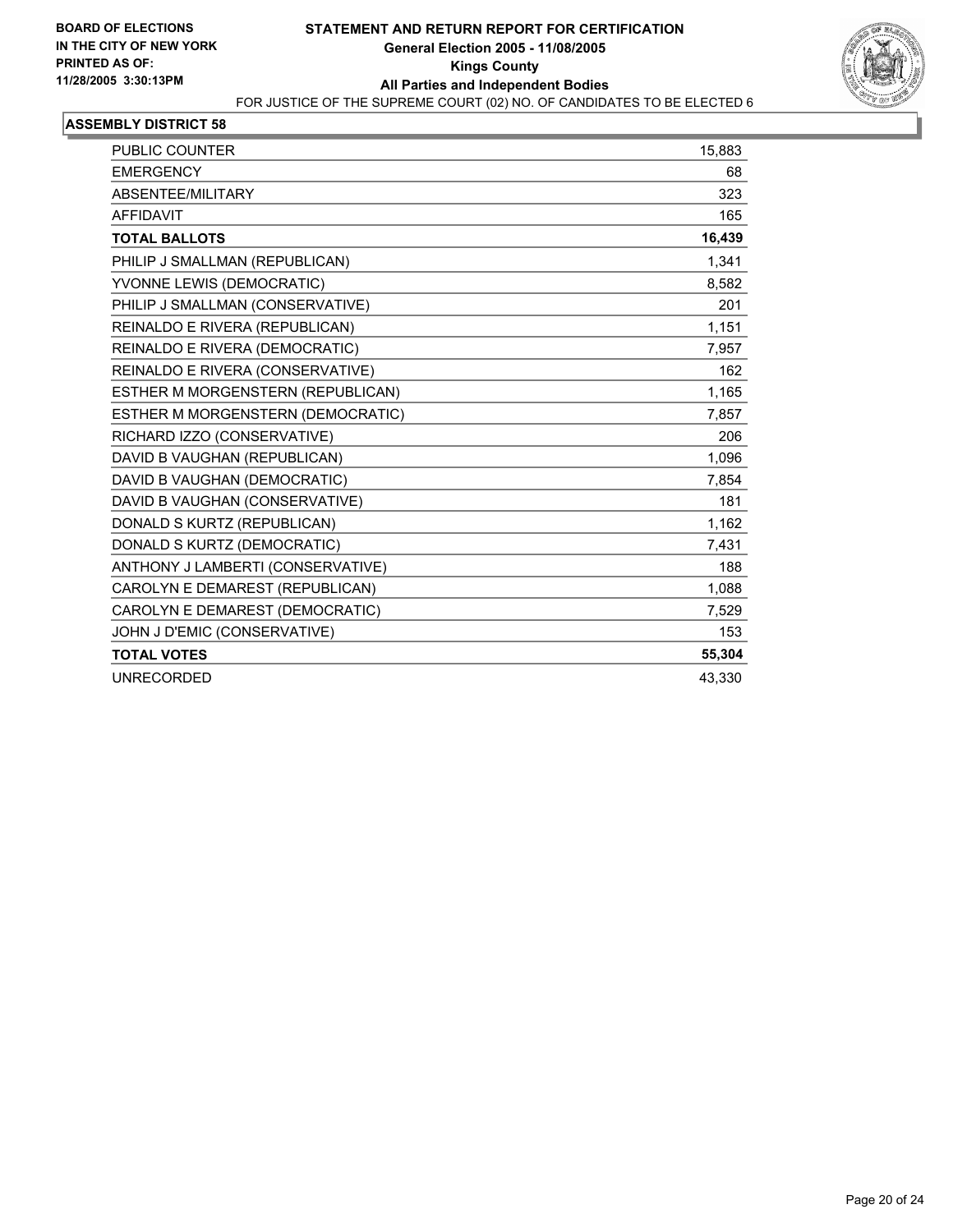**BOARD OF ELECTIONS IN THE CITY OF NEW YORK PRINTED AS OF: 11/28/2005 3:30:13PM**

# STATEMENT AND RETURN REPORT FOR CERTIFICATION
## General Election 2005 - 11/08/2005
## Kings County
## All Parties and Independent Bodies

FOR JUSTICE OF THE SUPREME COURT (02) NO. OF CANDIDATES TO BE ELECTED 6

### ASSEMBLY DISTRICT 58

| | |
|---|---|
| PUBLIC COUNTER | 15,883 |
| EMERGENCY | 68 |
| ABSENTEE/MILITARY | 323 |
| AFFIDAVIT | 165 |
| **TOTAL BALLOTS** | **16,439** |
| PHILIP J SMALLMAN (REPUBLICAN) | 1,341 |
| YVONNE LEWIS (DEMOCRATIC) | 8,582 |
| PHILIP J SMALLMAN (CONSERVATIVE) | 201 |
| REINALDO E RIVERA (REPUBLICAN) | 1,151 |
| REINALDO E RIVERA (DEMOCRATIC) | 7,957 |
| REINALDO E RIVERA (CONSERVATIVE) | 162 |
| ESTHER M MORGENSTERN (REPUBLICAN) | 1,165 |
| ESTHER M MORGENSTERN (DEMOCRATIC) | 7,857 |
| RICHARD IZZO (CONSERVATIVE) | 206 |
| DAVID B VAUGHAN (REPUBLICAN) | 1,096 |
| DAVID B VAUGHAN (DEMOCRATIC) | 7,854 |
| DAVID B VAUGHAN (CONSERVATIVE) | 181 |
| DONALD S KURTZ (REPUBLICAN) | 1,162 |
| DONALD S KURTZ (DEMOCRATIC) | 7,431 |
| ANTHONY J LAMBERTI (CONSERVATIVE) | 188 |
| CAROLYN E DEMAREST (REPUBLICAN) | 1,088 |
| CAROLYN E DEMAREST (DEMOCRATIC) | 7,529 |
| JOHN J D'EMIC (CONSERVATIVE) | 153 |
| **TOTAL VOTES** | **55,304** |
| UNRECORDED | 43,330 |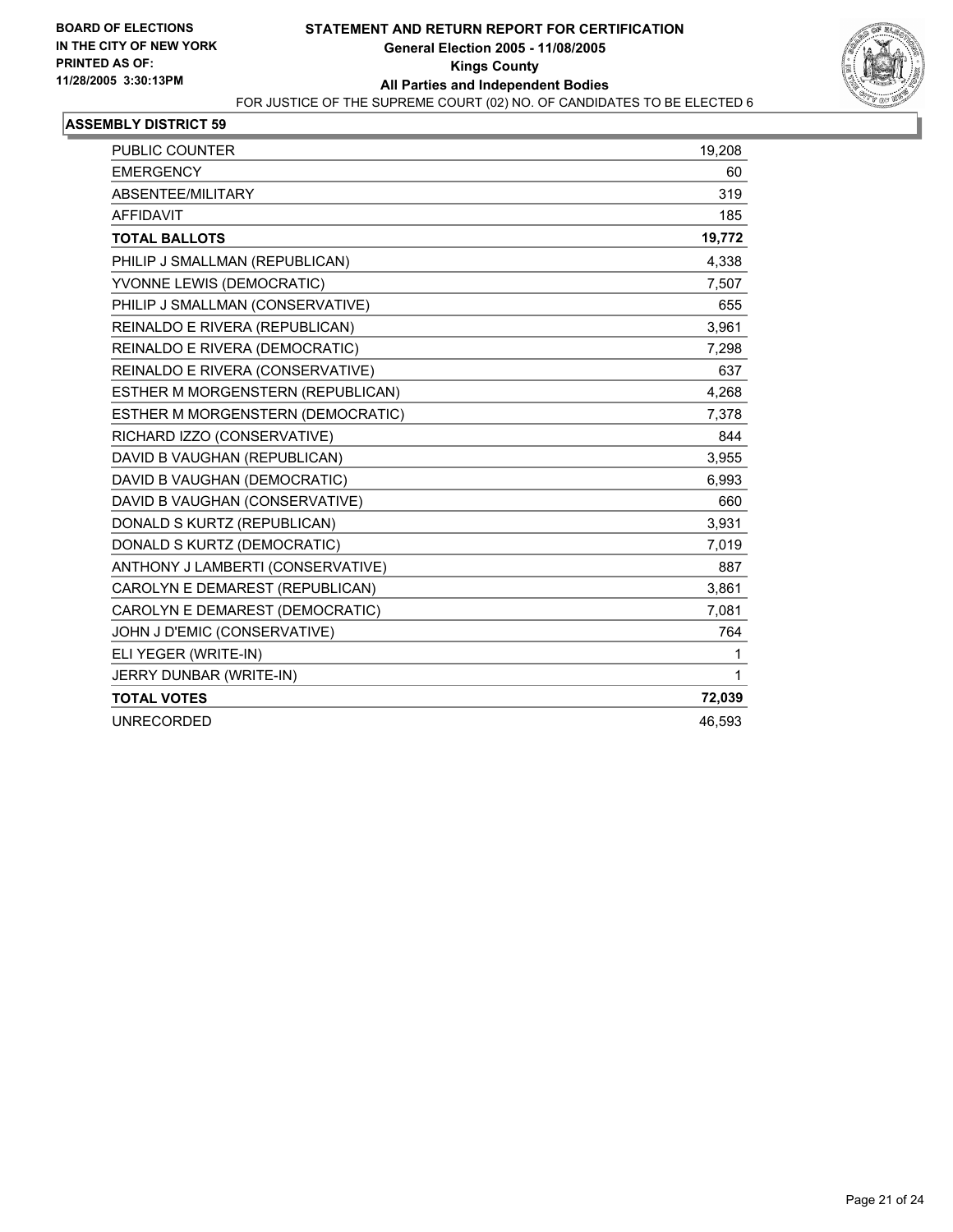**BOARD OF ELECTIONS IN THE CITY OF NEW YORK**
**PRINTED AS OF: 11/28/2005 3:30:13PM**

# STATEMENT AND RETURN REPORT FOR CERTIFICATION
## General Election 2005 - 11/08/2005
## Kings County
## All Parties and Independent Bodies

FOR JUSTICE OF THE SUPREME COURT (02) NO. OF CANDIDATES TO BE ELECTED 6

### ASSEMBLY DISTRICT 59

| | |
|---|---|
| PUBLIC COUNTER | 19,208 |
| EMERGENCY | 60 |
| ABSENTEE/MILITARY | 319 |
| AFFIDAVIT | 185 |
| **TOTAL BALLOTS** | **19,772** |
| PHILIP J SMALLMAN (REPUBLICAN) | 4,338 |
| YVONNE LEWIS (DEMOCRATIC) | 7,507 |
| PHILIP J SMALLMAN (CONSERVATIVE) | 655 |
| REINALDO E RIVERA (REPUBLICAN) | 3,961 |
| REINALDO E RIVERA (DEMOCRATIC) | 7,298 |
| REINALDO E RIVERA (CONSERVATIVE) | 637 |
| ESTHER M MORGENSTERN (REPUBLICAN) | 4,268 |
| ESTHER M MORGENSTERN (DEMOCRATIC) | 7,378 |
| RICHARD IZZO (CONSERVATIVE) | 844 |
| DAVID B VAUGHAN (REPUBLICAN) | 3,955 |
| DAVID B VAUGHAN (DEMOCRATIC) | 6,993 |
| DAVID B VAUGHAN (CONSERVATIVE) | 660 |
| DONALD S KURTZ (REPUBLICAN) | 3,931 |
| DONALD S KURTZ (DEMOCRATIC) | 7,019 |
| ANTHONY J LAMBERTI (CONSERVATIVE) | 887 |
| CAROLYN E DEMAREST (REPUBLICAN) | 3,861 |
| CAROLYN E DEMAREST (DEMOCRATIC) | 7,081 |
| JOHN J D'EMIC (CONSERVATIVE) | 764 |
| ELI YEGER (WRITE-IN) | 1 |
| JERRY DUNBAR (WRITE-IN) | 1 |
| **TOTAL VOTES** | **72,039** |
| UNRECORDED | 46,593 |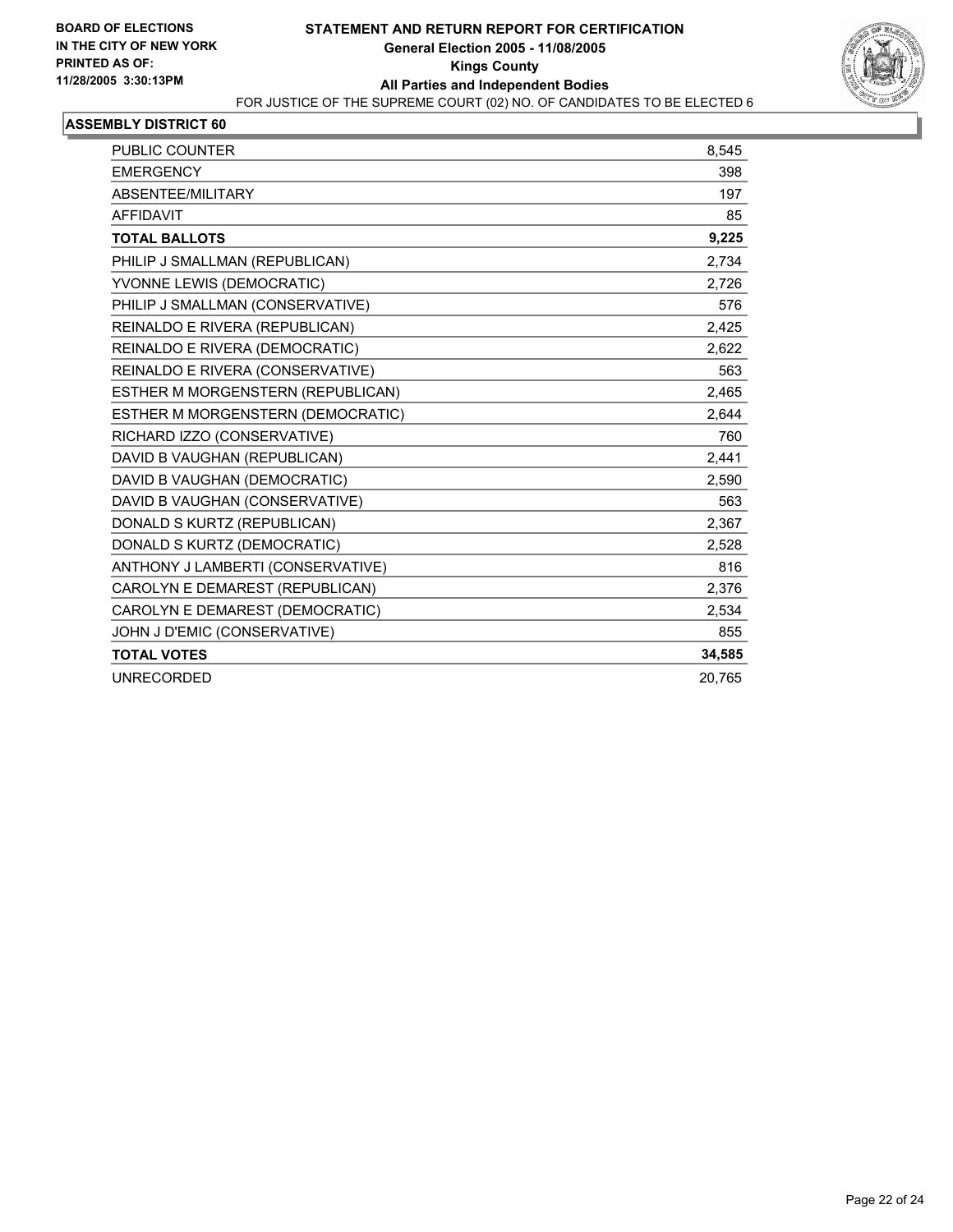**BOARD OF ELECTIONS IN THE CITY OF NEW YORK PRINTED AS OF: 11/28/2005 3:30:13PM**

# STATEMENT AND RETURN REPORT FOR CERTIFICATION
## General Election 2005 - 11/08/2005
## Kings County
## All Parties and Independent Bodies

FOR JUSTICE OF THE SUPREME COURT (02) NO. OF CANDIDATES TO BE ELECTED 6

### ASSEMBLY DISTRICT 60

| | |
|---|---|
| PUBLIC COUNTER | 8,545 |
| EMERGENCY | 398 |
| ABSENTEE/MILITARY | 197 |
| AFFIDAVIT | 85 |
| **TOTAL BALLOTS** | **9,225** |
| PHILIP J SMALLMAN (REPUBLICAN) | 2,734 |
| YVONNE LEWIS (DEMOCRATIC) | 2,726 |
| PHILIP J SMALLMAN (CONSERVATIVE) | 576 |
| REINALDO E RIVERA (REPUBLICAN) | 2,425 |
| REINALDO E RIVERA (DEMOCRATIC) | 2,622 |
| REINALDO E RIVERA (CONSERVATIVE) | 563 |
| ESTHER M MORGENSTERN (REPUBLICAN) | 2,465 |
| ESTHER M MORGENSTERN (DEMOCRATIC) | 2,644 |
| RICHARD IZZO (CONSERVATIVE) | 760 |
| DAVID B VAUGHAN (REPUBLICAN) | 2,441 |
| DAVID B VAUGHAN (DEMOCRATIC) | 2,590 |
| DAVID B VAUGHAN (CONSERVATIVE) | 563 |
| DONALD S KURTZ (REPUBLICAN) | 2,367 |
| DONALD S KURTZ (DEMOCRATIC) | 2,528 |
| ANTHONY J LAMBERTI (CONSERVATIVE) | 816 |
| CAROLYN E DEMAREST (REPUBLICAN) | 2,376 |
| CAROLYN E DEMAREST (DEMOCRATIC) | 2,534 |
| JOHN J D'EMIC (CONSERVATIVE) | 855 |
| **TOTAL VOTES** | **34,585** |
| UNRECORDED | 20,765 |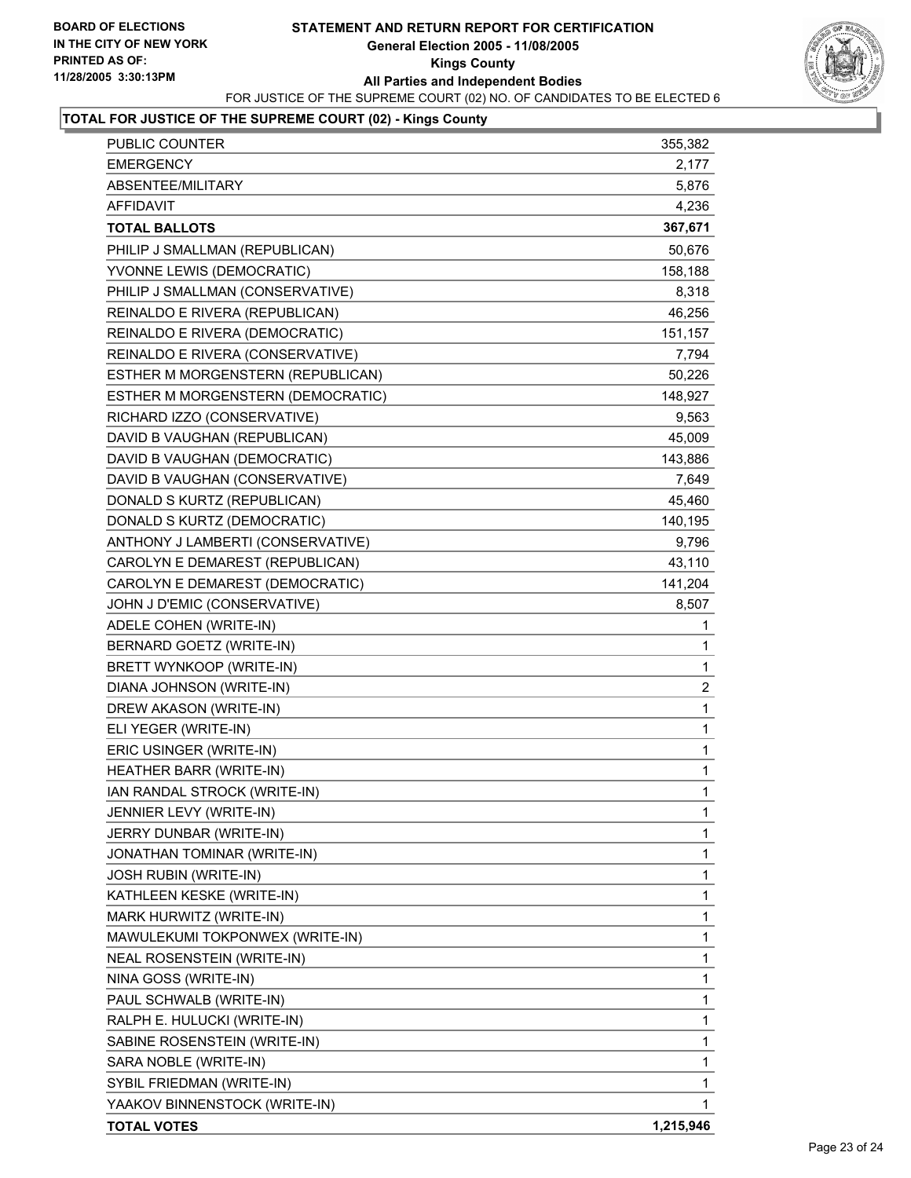**BOARD OF ELECTIONS IN THE CITY OF NEW YORK PRINTED AS OF: 11/28/2005 3:30:13PM**

# STATEMENT AND RETURN REPORT FOR CERTIFICATION
## General Election 2005 - 11/08/2005
## Kings County
## All Parties and Independent Bodies

FOR JUSTICE OF THE SUPREME COURT (02) NO. OF CANDIDATES TO BE ELECTED 6

**TOTAL FOR JUSTICE OF THE SUPREME COURT (02) - Kings County**

| | |
|---|---|
| PUBLIC COUNTER | 355,382 |
| EMERGENCY | 2,177 |
| ABSENTEE/MILITARY | 5,876 |
| AFFIDAVIT | 4,236 |
| **TOTAL BALLOTS** | **367,671** |
| PHILIP J SMALLMAN (REPUBLICAN) | 50,676 |
| YVONNE LEWIS (DEMOCRATIC) | 158,188 |
| PHILIP J SMALLMAN (CONSERVATIVE) | 8,318 |
| REINALDO E RIVERA (REPUBLICAN) | 46,256 |
| REINALDO E RIVERA (DEMOCRATIC) | 151,157 |
| REINALDO E RIVERA (CONSERVATIVE) | 7,794 |
| ESTHER M MORGENSTERN (REPUBLICAN) | 50,226 |
| ESTHER M MORGENSTERN (DEMOCRATIC) | 148,927 |
| RICHARD IZZO (CONSERVATIVE) | 9,563 |
| DAVID B VAUGHAN (REPUBLICAN) | 45,009 |
| DAVID B VAUGHAN (DEMOCRATIC) | 143,886 |
| DAVID B VAUGHAN (CONSERVATIVE) | 7,649 |
| DONALD S KURTZ (REPUBLICAN) | 45,460 |
| DONALD S KURTZ (DEMOCRATIC) | 140,195 |
| ANTHONY J LAMBERTI (CONSERVATIVE) | 9,796 |
| CAROLYN E DEMAREST (REPUBLICAN) | 43,110 |
| CAROLYN E DEMAREST (DEMOCRATIC) | 141,204 |
| JOHN J D'EMIC (CONSERVATIVE) | 8,507 |
| ADELE COHEN (WRITE-IN) | 1 |
| BERNARD GOETZ (WRITE-IN) | 1 |
| BRETT WYNKOOP (WRITE-IN) | 1 |
| DIANA JOHNSON (WRITE-IN) | 2 |
| DREW AKASON (WRITE-IN) | 1 |
| ELI YEGER (WRITE-IN) | 1 |
| ERIC USINGER (WRITE-IN) | 1 |
| HEATHER BARR (WRITE-IN) | 1 |
| IAN RANDAL STROCK (WRITE-IN) | 1 |
| JENNIER LEVY (WRITE-IN) | 1 |
| JERRY DUNBAR (WRITE-IN) | 1 |
| JONATHAN TOMINAR (WRITE-IN) | 1 |
| JOSH RUBIN (WRITE-IN) | 1 |
| KATHLEEN KESKE (WRITE-IN) | 1 |
| MARK HURWITZ (WRITE-IN) | 1 |
| MAWULEKUMI TOKPONWEX (WRITE-IN) | 1 |
| NEAL ROSENSTEIN (WRITE-IN) | 1 |
| NINA GOSS (WRITE-IN) | 1 |
| PAUL SCHWALB (WRITE-IN) | 1 |
| RALPH E. HULUCKI (WRITE-IN) | 1 |
| SABINE ROSENSTEIN (WRITE-IN) | 1 |
| SARA NOBLE (WRITE-IN) | 1 |
| SYBIL FRIEDMAN (WRITE-IN) | 1 |
| YAAKOV BINNENSTOCK (WRITE-IN) | 1 |
| **TOTAL VOTES** | **1,215,946** |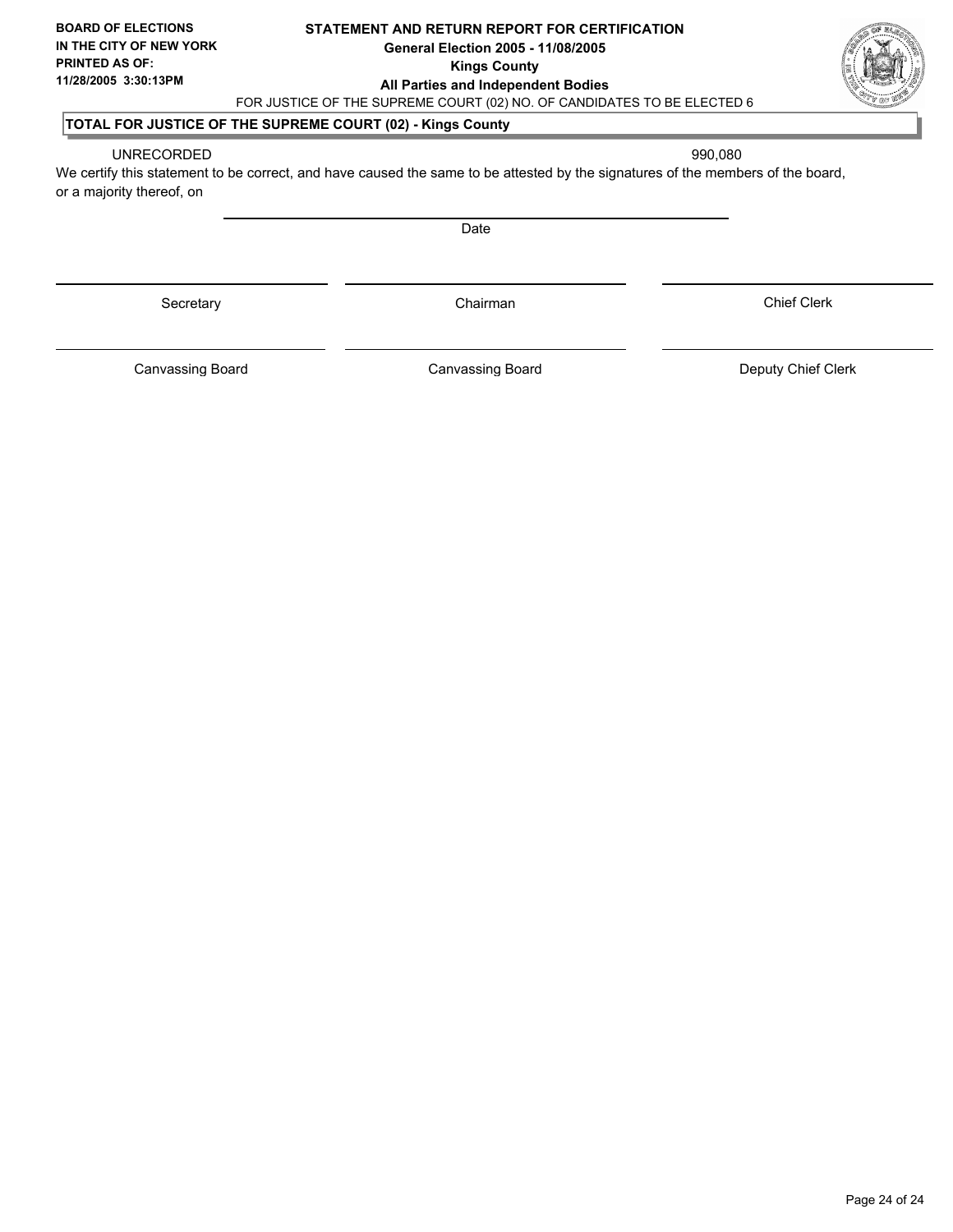**BOARD OF ELECTIONS IN THE CITY OF NEW YORK**
**PRINTED AS OF: 11/28/2005 3:30:13PM**

**STATEMENT AND RETURN REPORT FOR CERTIFICATION**
**General Election 2005 - 11/08/2005**
**Kings County**
**All Parties and Independent Bodies**
FOR JUSTICE OF THE SUPREME COURT (02) NO. OF CANDIDATES TO BE ELECTED 6

**TOTAL FOR JUSTICE OF THE SUPREME COURT (02) - Kings County**

| | |
|---|---|
| UNRECORDED | 990,080 |

We certify this statement to be correct, and have caused the same to be attested by the signatures of the members of the board, or a majority thereof, on

Date

| | | |
|---|---|---|
| Secretary | Chairman | Chief Clerk |
| Canvassing Board | Canvassing Board | Deputy Chief Clerk |